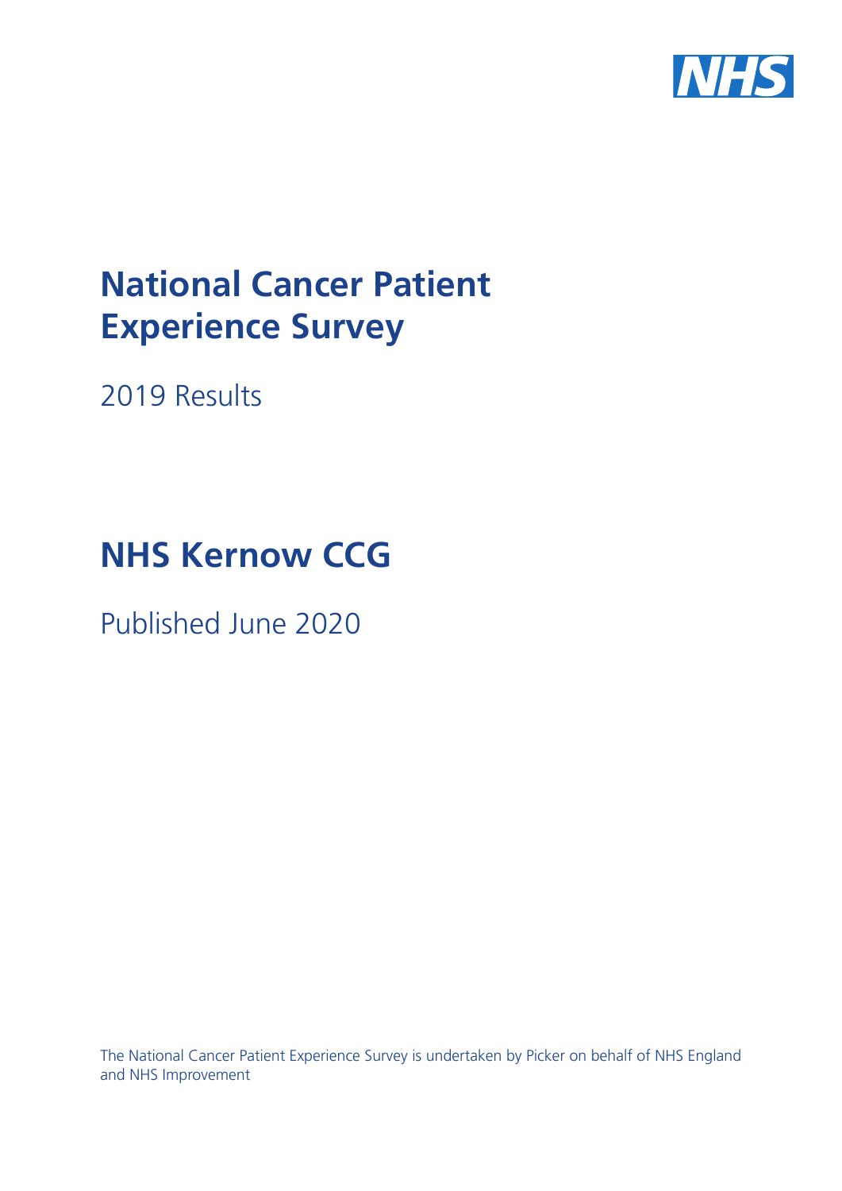# National Cancer Patient Experience Survey

2019 Results

# NHS Kernow CCG

Published June 2020

The National Cancer Patient Experience Survey is undertaken by Picker on behalf of NHS England and NHS Improvement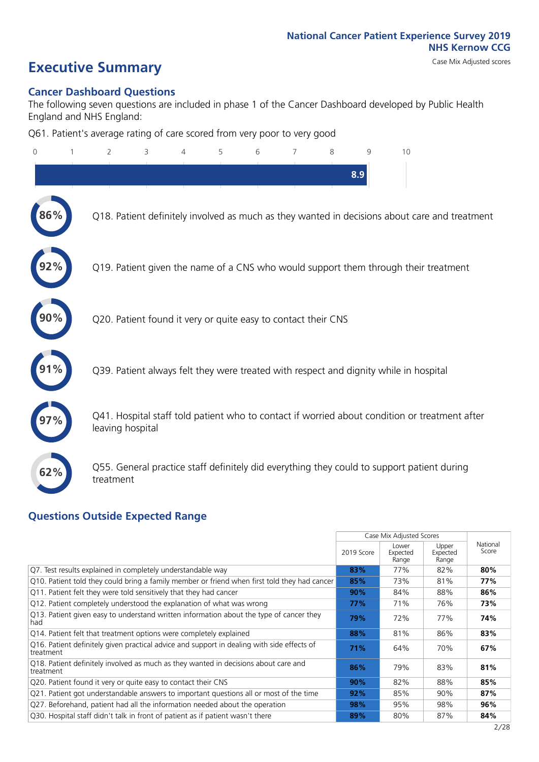National Cancer Patient Experience Survey 2019
NHS Kernow CCG

# Executive Summary

Case Mix Adjusted scores

## Cancer Dashboard Questions

The following seven questions are included in phase 1 of the Cancer Dashboard developed by Public Health England and NHS England:

Q61. Patient's average rating of care scored from very poor to very good

8.9

86% — Q18. Patient definitely involved as much as they wanted in decisions about care and treatment

92% — Q19. Patient given the name of a CNS who would support them through their treatment

90% — Q20. Patient found it very or quite easy to contact their CNS

91% — Q39. Patient always felt they were treated with respect and dignity while in hospital

97% — Q41. Hospital staff told patient who to contact if worried about condition or treatment after leaving hospital

62% — Q55. General practice staff definitely did everything they could to support patient during treatment

## Questions Outside Expected Range

| | Case Mix Adjusted Scores | | | National Score |
|---|---|---|---|---|
| | 2019 Score | Lower Expected Range | Upper Expected Range | |
| Q7. Test results explained in completely understandable way | 83% | 77% | 82% | 80% |
| Q10. Patient told they could bring a family member or friend when first told they had cancer | 85% | 73% | 81% | 77% |
| Q11. Patient felt they were told sensitively that they had cancer | 90% | 84% | 88% | 86% |
| Q12. Patient completely understood the explanation of what was wrong | 77% | 71% | 76% | 73% |
| Q13. Patient given easy to understand written information about the type of cancer they had | 79% | 72% | 77% | 74% |
| Q14. Patient felt that treatment options were completely explained | 88% | 81% | 86% | 83% |
| Q16. Patient definitely given practical advice and support in dealing with side effects of treatment | 71% | 64% | 70% | 67% |
| Q18. Patient definitely involved as much as they wanted in decisions about care and treatment | 86% | 79% | 83% | 81% |
| Q20. Patient found it very or quite easy to contact their CNS | 90% | 82% | 88% | 85% |
| Q21. Patient got understandable answers to important questions all or most of the time | 92% | 85% | 90% | 87% |
| Q27. Beforehand, patient had all the information needed about the operation | 98% | 95% | 98% | 96% |
| Q30. Hospital staff didn't talk in front of patient as if patient wasn't there | 89% | 80% | 87% | 84% |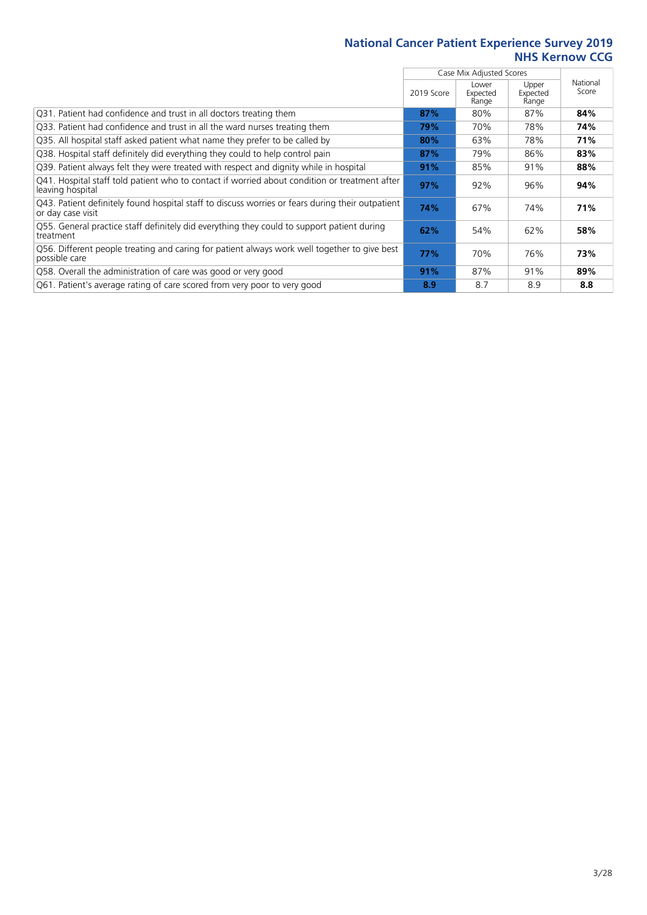# National Cancer Patient Experience Survey 2019
## NHS Kernow CCG

| | Case Mix Adjusted Scores | | | National Score |
|---|---|---|---|---|
| | 2019 Score | Lower Expected Range | Upper Expected Range | |
| Q31. Patient had confidence and trust in all doctors treating them | **87%** | 80% | 87% | **84%** |
| Q33. Patient had confidence and trust in all the ward nurses treating them | **79%** | 70% | 78% | **74%** |
| Q35. All hospital staff asked patient what name they prefer to be called by | **80%** | 63% | 78% | **71%** |
| Q38. Hospital staff definitely did everything they could to help control pain | **87%** | 79% | 86% | **83%** |
| Q39. Patient always felt they were treated with respect and dignity while in hospital | **91%** | 85% | 91% | **88%** |
| Q41. Hospital staff told patient who to contact if worried about condition or treatment after leaving hospital | **97%** | 92% | 96% | **94%** |
| Q43. Patient definitely found hospital staff to discuss worries or fears during their outpatient or day case visit | **74%** | 67% | 74% | **71%** |
| Q55. General practice staff definitely did everything they could to support patient during treatment | **62%** | 54% | 62% | **58%** |
| Q56. Different people treating and caring for patient always work well together to give best possible care | **77%** | 70% | 76% | **73%** |
| Q58. Overall the administration of care was good or very good | **91%** | 87% | 91% | **89%** |
| Q61. Patient's average rating of care scored from very poor to very good | **8.9** | 8.7 | 8.9 | **8.8** |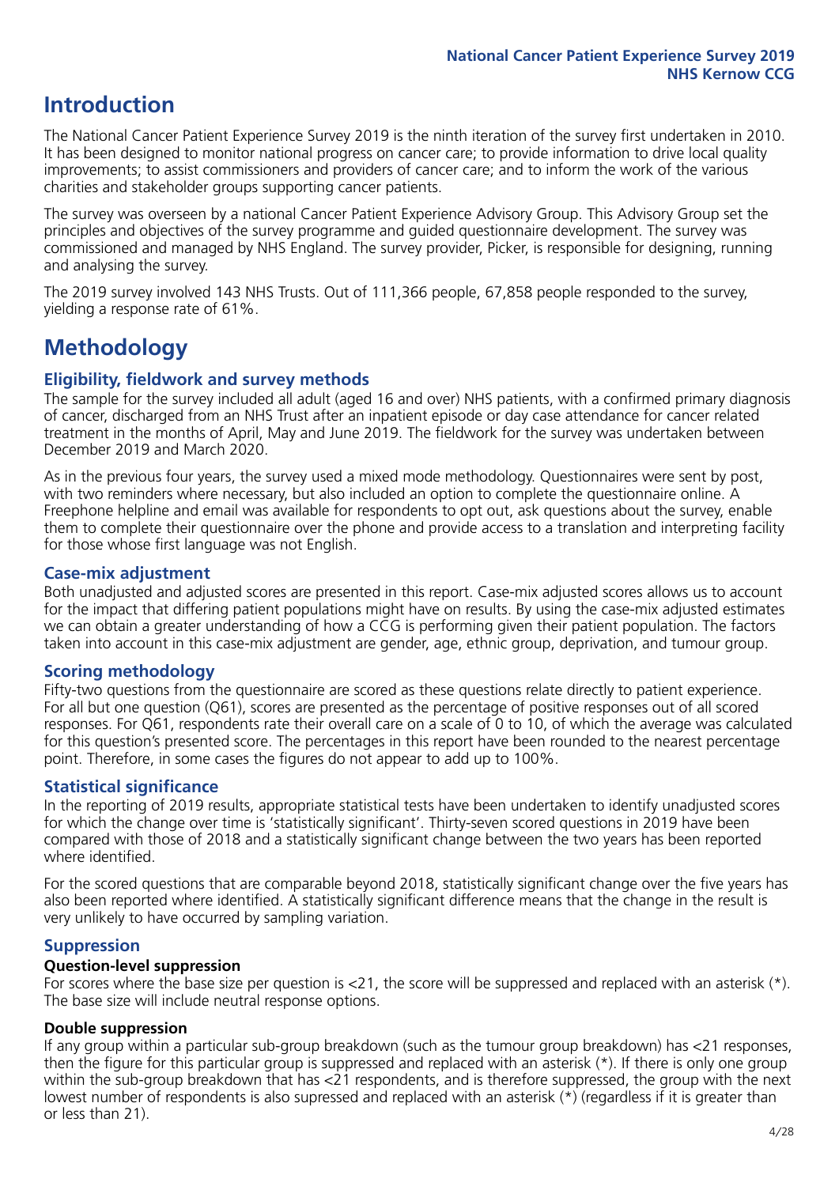# Introduction

The National Cancer Patient Experience Survey 2019 is the ninth iteration of the survey first undertaken in 2010. It has been designed to monitor national progress on cancer care; to provide information to drive local quality improvements; to assist commissioners and providers of cancer care; and to inform the work of the various charities and stakeholder groups supporting cancer patients.

The survey was overseen by a national Cancer Patient Experience Advisory Group. This Advisory Group set the principles and objectives of the survey programme and guided questionnaire development. The survey was commissioned and managed by NHS England. The survey provider, Picker, is responsible for designing, running and analysing the survey.

The 2019 survey involved 143 NHS Trusts. Out of 111,366 people, 67,858 people responded to the survey, yielding a response rate of 61%.

# Methodology

## Eligibility, fieldwork and survey methods

The sample for the survey included all adult (aged 16 and over) NHS patients, with a confirmed primary diagnosis of cancer, discharged from an NHS Trust after an inpatient episode or day case attendance for cancer related treatment in the months of April, May and June 2019. The fieldwork for the survey was undertaken between December 2019 and March 2020.

As in the previous four years, the survey used a mixed mode methodology. Questionnaires were sent by post, with two reminders where necessary, but also included an option to complete the questionnaire online. A Freephone helpline and email was available for respondents to opt out, ask questions about the survey, enable them to complete their questionnaire over the phone and provide access to a translation and interpreting facility for those whose first language was not English.

## Case-mix adjustment

Both unadjusted and adjusted scores are presented in this report. Case-mix adjusted scores allows us to account for the impact that differing patient populations might have on results. By using the case-mix adjusted estimates we can obtain a greater understanding of how a CCG is performing given their patient population. The factors taken into account in this case-mix adjustment are gender, age, ethnic group, deprivation, and tumour group.

## Scoring methodology

Fifty-two questions from the questionnaire are scored as these questions relate directly to patient experience. For all but one question (Q61), scores are presented as the percentage of positive responses out of all scored responses. For Q61, respondents rate their overall care on a scale of 0 to 10, of which the average was calculated for this question's presented score. The percentages in this report have been rounded to the nearest percentage point. Therefore, in some cases the figures do not appear to add up to 100%.

## Statistical significance

In the reporting of 2019 results, appropriate statistical tests have been undertaken to identify unadjusted scores for which the change over time is 'statistically significant'. Thirty-seven scored questions in 2019 have been compared with those of 2018 and a statistically significant change between the two years has been reported where identified.

For the scored questions that are comparable beyond 2018, statistically significant change over the five years has also been reported where identified. A statistically significant difference means that the change in the result is very unlikely to have occurred by sampling variation.

## Suppression

### Question-level suppression

For scores where the base size per question is <21, the score will be suppressed and replaced with an asterisk (*). The base size will include neutral response options.

### Double suppression

If any group within a particular sub-group breakdown (such as the tumour group breakdown) has <21 responses, then the figure for this particular group is suppressed and replaced with an asterisk (*). If there is only one group within the sub-group breakdown that has <21 respondents, and is therefore suppressed, the group with the next lowest number of respondents is also supressed and replaced with an asterisk (*) (regardless if it is greater than or less than 21).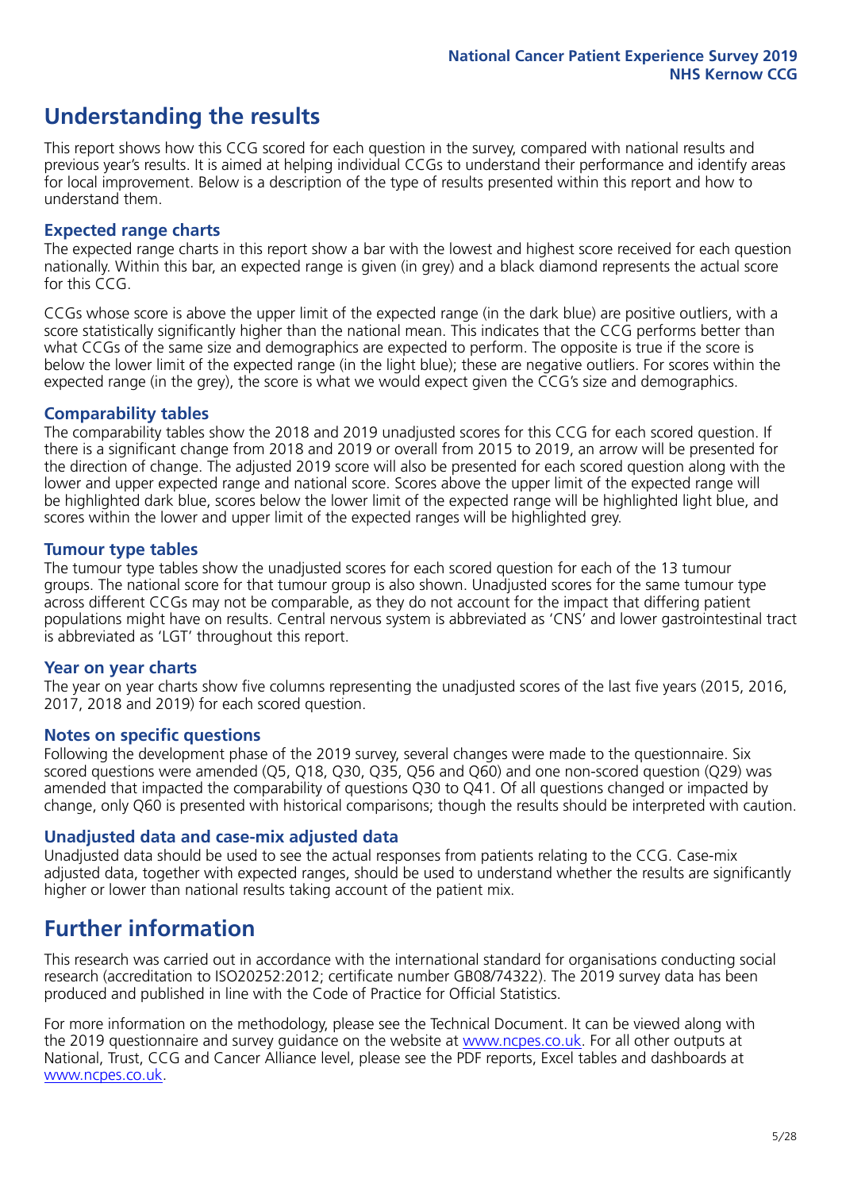# Understanding the results

This report shows how this CCG scored for each question in the survey, compared with national results and previous year's results. It is aimed at helping individual CCGs to understand their performance and identify areas for local improvement. Below is a description of the type of results presented within this report and how to understand them.

## Expected range charts

The expected range charts in this report show a bar with the lowest and highest score received for each question nationally. Within this bar, an expected range is given (in grey) and a black diamond represents the actual score for this CCG.

CCGs whose score is above the upper limit of the expected range (in the dark blue) are positive outliers, with a score statistically significantly higher than the national mean. This indicates that the CCG performs better than what CCGs of the same size and demographics are expected to perform. The opposite is true if the score is below the lower limit of the expected range (in the light blue); these are negative outliers. For scores within the expected range (in the grey), the score is what we would expect given the CCG's size and demographics.

## Comparability tables

The comparability tables show the 2018 and 2019 unadjusted scores for this CCG for each scored question. If there is a significant change from 2018 and 2019 or overall from 2015 to 2019, an arrow will be presented for the direction of change. The adjusted 2019 score will also be presented for each scored question along with the lower and upper expected range and national score. Scores above the upper limit of the expected range will be highlighted dark blue, scores below the lower limit of the expected range will be highlighted light blue, and scores within the lower and upper limit of the expected ranges will be highlighted grey.

## Tumour type tables

The tumour type tables show the unadjusted scores for each scored question for each of the 13 tumour groups. The national score for that tumour group is also shown. Unadjusted scores for the same tumour type across different CCGs may not be comparable, as they do not account for the impact that differing patient populations might have on results. Central nervous system is abbreviated as 'CNS' and lower gastrointestinal tract is abbreviated as 'LGT' throughout this report.

## Year on year charts

The year on year charts show five columns representing the unadjusted scores of the last five years (2015, 2016, 2017, 2018 and 2019) for each scored question.

## Notes on specific questions

Following the development phase of the 2019 survey, several changes were made to the questionnaire. Six scored questions were amended (Q5, Q18, Q30, Q35, Q56 and Q60) and one non-scored question (Q29) was amended that impacted the comparability of questions Q30 to Q41. Of all questions changed or impacted by change, only Q60 is presented with historical comparisons; though the results should be interpreted with caution.

## Unadjusted data and case-mix adjusted data

Unadjusted data should be used to see the actual responses from patients relating to the CCG. Case-mix adjusted data, together with expected ranges, should be used to understand whether the results are significantly higher or lower than national results taking account of the patient mix.

# Further information

This research was carried out in accordance with the international standard for organisations conducting social research (accreditation to ISO20252:2012; certificate number GB08/74322). The 2019 survey data has been produced and published in line with the Code of Practice for Official Statistics.

For more information on the methodology, please see the Technical Document. It can be viewed along with the 2019 questionnaire and survey guidance on the website at www.ncpes.co.uk. For all other outputs at National, Trust, CCG and Cancer Alliance level, please see the PDF reports, Excel tables and dashboards at www.ncpes.co.uk.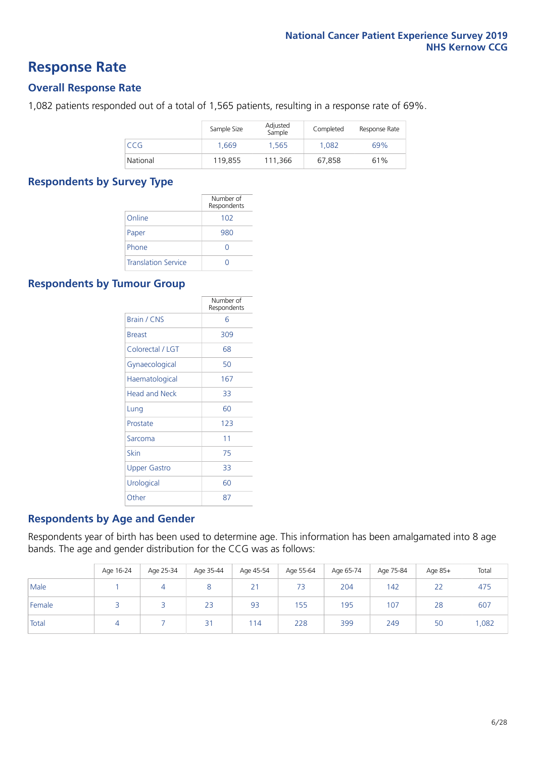# Response Rate

## Overall Response Rate

1,082 patients responded out of a total of 1,565 patients, resulting in a response rate of 69%.

| | Sample Size | Adjusted Sample | Completed | Response Rate |
|---|---|---|---|---|
| CCG | 1,669 | 1,565 | 1,082 | 69% |
| National | 119,855 | 111,366 | 67,858 | 61% |

## Respondents by Survey Type

| | Number of Respondents |
|---|---|
| Online | 102 |
| Paper | 980 |
| Phone | 0 |
| Translation Service | 0 |

## Respondents by Tumour Group

| | Number of Respondents |
|---|---|
| Brain / CNS | 6 |
| Breast | 309 |
| Colorectal / LGT | 68 |
| Gynaecological | 50 |
| Haematological | 167 |
| Head and Neck | 33 |
| Lung | 60 |
| Prostate | 123 |
| Sarcoma | 11 |
| Skin | 75 |
| Upper Gastro | 33 |
| Urological | 60 |
| Other | 87 |

## Respondents by Age and Gender

Respondents year of birth has been used to determine age. This information has been amalgamated into 8 age bands. The age and gender distribution for the CCG was as follows:

| | Age 16-24 | Age 25-34 | Age 35-44 | Age 45-54 | Age 55-64 | Age 65-74 | Age 75-84 | Age 85+ | Total |
|---|---|---|---|---|---|---|---|---|---|
| Male | 1 | 4 | 8 | 21 | 73 | 204 | 142 | 22 | 475 |
| Female | 3 | 3 | 23 | 93 | 155 | 195 | 107 | 28 | 607 |
| Total | 4 | 7 | 31 | 114 | 228 | 399 | 249 | 50 | 1,082 |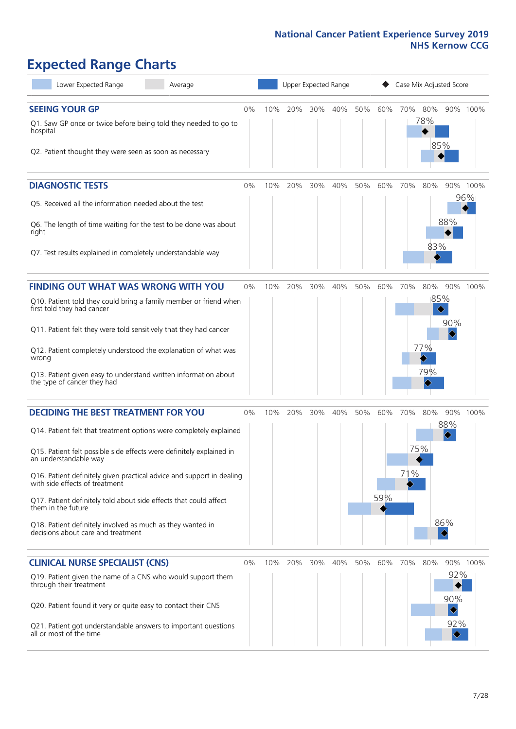**National Cancer Patient Experience Survey 2019**
**NHS Kernow CCG**

# Expected Range Charts

Legend: Lower Expected Range | Average | Upper Expected Range | ◆ Case Mix Adjusted Score

## SEEING YOUR GP

| Question | Case Mix Adjusted Score |
|---|---|
| Q1. Saw GP once or twice before being told they needed to go to hospital | 78% |
| Q2. Patient thought they were seen as soon as necessary | 85% |

## DIAGNOSTIC TESTS

| Question | Case Mix Adjusted Score |
|---|---|
| Q5. Received all the information needed about the test | 96% |
| Q6. The length of time waiting for the test to be done was about right | 88% |
| Q7. Test results explained in completely understandable way | 83% |

## FINDING OUT WHAT WAS WRONG WITH YOU

| Question | Case Mix Adjusted Score |
|---|---|
| Q10. Patient told they could bring a family member or friend when first told they had cancer | 85% |
| Q11. Patient felt they were told sensitively that they had cancer | 90% |
| Q12. Patient completely understood the explanation of what was wrong | 77% |
| Q13. Patient given easy to understand written information about the type of cancer they had | 79% |

## DECIDING THE BEST TREATMENT FOR YOU

| Question | Case Mix Adjusted Score |
|---|---|
| Q14. Patient felt that treatment options were completely explained | 88% |
| Q15. Patient felt possible side effects were definitely explained in an understandable way | 75% |
| Q16. Patient definitely given practical advice and support in dealing with side effects of treatment | 71% |
| Q17. Patient definitely told about side effects that could affect them in the future | 59% |
| Q18. Patient definitely involved as much as they wanted in decisions about care and treatment | 86% |

## CLINICAL NURSE SPECIALIST (CNS)

| Question | Case Mix Adjusted Score |
|---|---|
| Q19. Patient given the name of a CNS who would support them through their treatment | 92% |
| Q20. Patient found it very or quite easy to contact their CNS | 90% |
| Q21. Patient got understandable answers to important questions all or most of the time | 92% |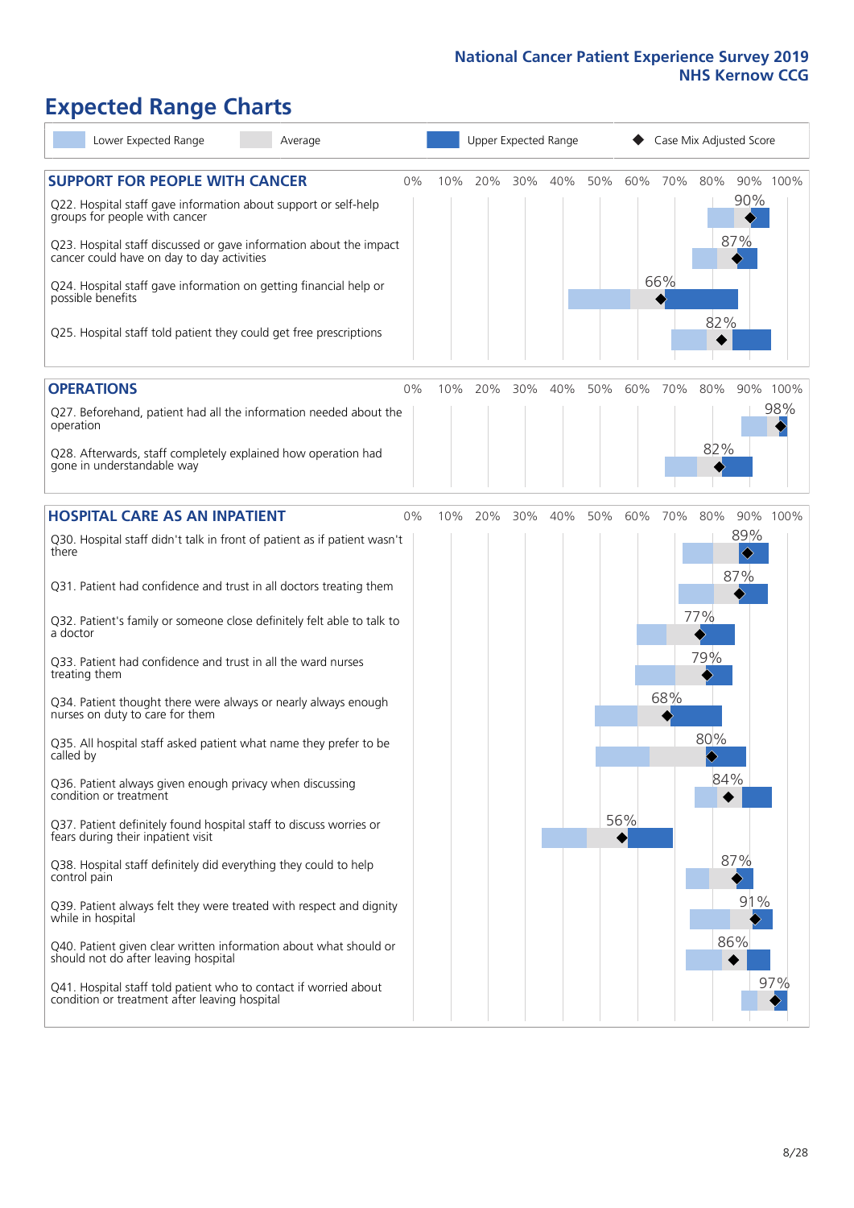# Expected Range Charts

Legend: Lower Expected Range | Average | Upper Expected Range | Case Mix Adjusted Score

## SUPPORT FOR PEOPLE WITH CANCER

| Question | Case Mix Adjusted Score |
|---|---|
| Q22. Hospital staff gave information about support or self-help groups for people with cancer | 90% |
| Q23. Hospital staff discussed or gave information about the impact cancer could have on day to day activities | 87% |
| Q24. Hospital staff gave information on getting financial help or possible benefits | 66% |
| Q25. Hospital staff told patient they could get free prescriptions | 82% |

## OPERATIONS

| Question | Case Mix Adjusted Score |
|---|---|
| Q27. Beforehand, patient had all the information needed about the operation | 98% |
| Q28. Afterwards, staff completely explained how operation had gone in understandable way | 82% |

## HOSPITAL CARE AS AN INPATIENT

| Question | Case Mix Adjusted Score |
|---|---|
| Q30. Hospital staff didn't talk in front of patient as if patient wasn't there | 89% |
| Q31. Patient had confidence and trust in all doctors treating them | 87% |
| Q32. Patient's family or someone close definitely felt able to talk to a doctor | 77% |
| Q33. Patient had confidence and trust in all the ward nurses treating them | 79% |
| Q34. Patient thought there were always or nearly always enough nurses on duty to care for them | 68% |
| Q35. All hospital staff asked patient what name they prefer to be called by | 80% |
| Q36. Patient always given enough privacy when discussing condition or treatment | 84% |
| Q37. Patient definitely found hospital staff to discuss worries or fears during their inpatient visit | 56% |
| Q38. Hospital staff definitely did everything they could to help control pain | 87% |
| Q39. Patient always felt they were treated with respect and dignity while in hospital | 91% |
| Q40. Patient given clear written information about what should or should not do after leaving hospital | 86% |
| Q41. Hospital staff told patient who to contact if worried about condition or treatment after leaving hospital | 97% |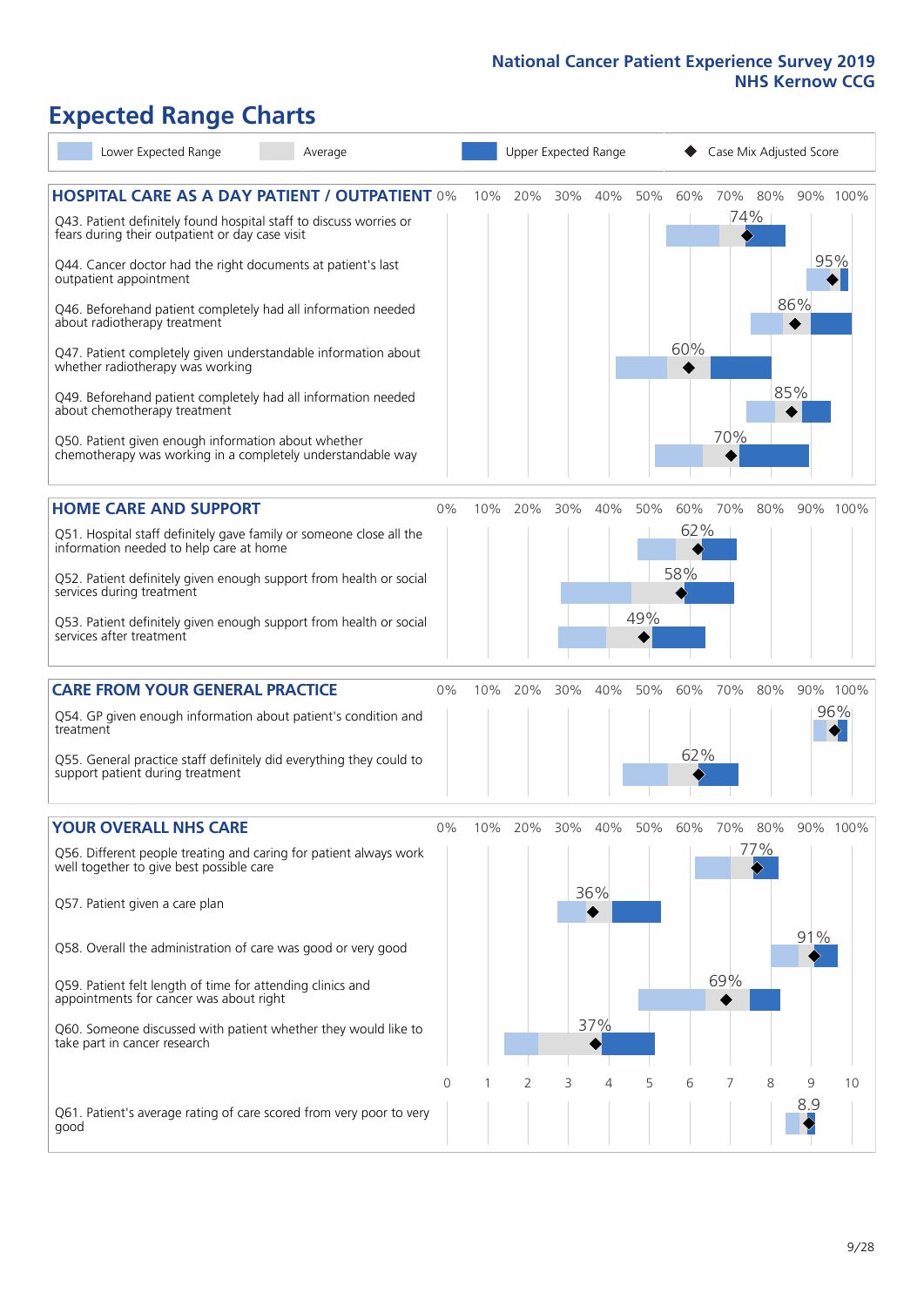National Cancer Patient Experience Survey 2019
NHS Kernow CCG

# Expected Range Charts

Lower Expected Range | Average | Upper Expected Range | ◆ Case Mix Adjusted Score

## HOSPITAL CARE AS A DAY PATIENT / OUTPATIENT

| Question | Case Mix Adjusted Score |
|---|---|
| Q43. Patient definitely found hospital staff to discuss worries or fears during their outpatient or day case visit | 74% |
| Q44. Cancer doctor had the right documents at patient's last outpatient appointment | 95% |
| Q46. Beforehand patient completely had all information needed about radiotherapy treatment | 86% |
| Q47. Patient completely given understandable information about whether radiotherapy treatment was working | 60% |
| Q49. Beforehand patient completely had all information needed about chemotherapy treatment | 85% |
| Q50. Patient given enough information about whether chemotherapy was working in a completely understandable way | 70% |

## HOME CARE AND SUPPORT

| Question | Case Mix Adjusted Score |
|---|---|
| Q51. Hospital staff definitely gave family or someone close all the information needed to help care at home | 62% |
| Q52. Patient definitely given enough support from health or social services during treatment | 58% |
| Q53. Patient definitely given enough support from health or social services after treatment | 49% |

## CARE FROM YOUR GENERAL PRACTICE

| Question | Case Mix Adjusted Score |
|---|---|
| Q54. GP given enough information about patient's condition and treatment | 96% |
| Q55. General practice staff definitely did everything they could to support patient during treatment | 62% |

## YOUR OVERALL NHS CARE

| Question | Case Mix Adjusted Score |
|---|---|
| Q56. Different people treating and caring for patient always work well together to give best possible care | 77% |
| Q57. Patient given a care plan | 36% |
| Q58. Overall the administration of care was good or very good | 91% |
| Q59. Patient felt length of time for attending clinics and appointments for cancer was about right | 69% |
| Q60. Someone discussed with patient whether they would like to take part in cancer research | 37% |
| Q61. Patient's average rating of care scored from very poor to very good | 8.9 |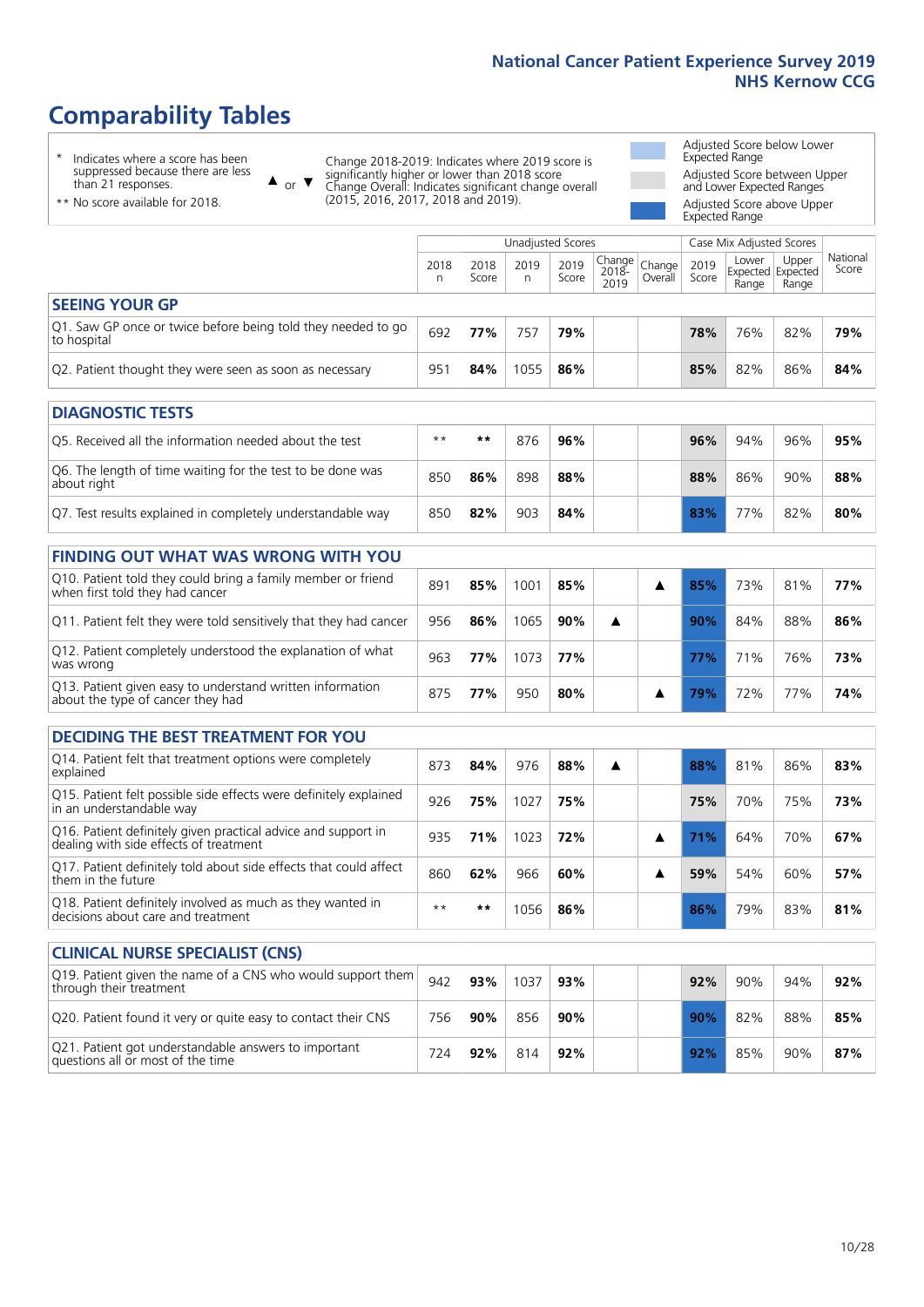# Comparability Tables

\* Indicates where a score has been suppressed because there are less than 21 responses.

** No score available for 2018.

▲ or ▼ Change 2018-2019: Indicates where 2019 score is significantly higher or lower than 2018 score. Change Overall: Indicates significant change overall (2015, 2016, 2017, 2018 and 2019).

- Adjusted Score below Lower Expected Range
- Adjusted Score between Upper and Lower Expected Ranges
- Adjusted Score above Upper Expected Range

| | Unadjusted Scores | | | | | | Case Mix Adjusted Scores | | | |
|---|---|---|---|---|---|---|---|---|---|---|
| | 2018 n | 2018 Score | 2019 n | 2019 Score | Change 2018-2019 | Change Overall | 2019 Score | Lower Expected Range | Upper Expected Range | National Score |
| **SEEING YOUR GP** | | | | | | | | | | |
| Q1. Saw GP once or twice before being told they needed to go to hospital | 692 | **77%** | 757 | **79%** | | | **78%** | 76% | 82% | **79%** |
| Q2. Patient thought they were seen as soon as necessary | 951 | **84%** | 1055 | **86%** | | | **85%** | 82% | 86% | **84%** |
| **DIAGNOSTIC TESTS** | | | | | | | | | | |
| Q5. Received all the information needed about the test | ** | ** | 876 | **96%** | | | **96%** | 94% | 96% | **95%** |
| Q6. The length of time waiting for the test to be done was about right | 850 | **86%** | 898 | **88%** | | | **88%** | 86% | 90% | **88%** |
| Q7. Test results explained in completely understandable way | 850 | **82%** | 903 | **84%** | | | **83%** | 77% | 82% | **80%** |
| **FINDING OUT WHAT WAS WRONG WITH YOU** | | | | | | | | | | |
| Q10. Patient told they could bring a family member or friend when first told they had cancer | 891 | **85%** | 1001 | **85%** | | ▲ | **85%** | 73% | 81% | **77%** |
| Q11. Patient felt they were told sensitively that they had cancer | 956 | **86%** | 1065 | **90%** | ▲ | | **90%** | 84% | 88% | **86%** |
| Q12. Patient completely understood the explanation of what was wrong | 963 | **77%** | 1073 | **77%** | | | **77%** | 71% | 76% | **73%** |
| Q13. Patient given easy to understand written information about the type of cancer they had | 875 | **77%** | 950 | **80%** | | ▲ | **79%** | 72% | 77% | **74%** |
| **DECIDING THE BEST TREATMENT FOR YOU** | | | | | | | | | | |
| Q14. Patient felt that treatment options were completely explained | 873 | **84%** | 976 | **88%** | ▲ | | **88%** | 81% | 86% | **83%** |
| Q15. Patient felt possible side effects were definitely explained in an understandable way | 926 | **75%** | 1027 | **75%** | | | **75%** | 70% | 75% | **73%** |
| Q16. Patient definitely given practical advice and support in dealing with side effects of treatment | 935 | **71%** | 1023 | **72%** | | ▲ | **71%** | 64% | 70% | **67%** |
| Q17. Patient definitely told about side effects that could affect them in the future | 860 | **62%** | 966 | **60%** | | ▲ | **59%** | 54% | 60% | **57%** |
| Q18. Patient definitely involved as much as they wanted in decisions about care and treatment | ** | ** | 1056 | **86%** | | | **86%** | 79% | 83% | **81%** |
| **CLINICAL NURSE SPECIALIST (CNS)** | | | | | | | | | | |
| Q19. Patient given the name of a CNS who would support them through their treatment | 942 | **93%** | 1037 | **93%** | | | **92%** | 90% | 94% | **92%** |
| Q20. Patient found it very or quite easy to contact their CNS | 756 | **90%** | 856 | **90%** | | | **90%** | 82% | 88% | **85%** |
| Q21. Patient got understandable answers to important questions all or most of the time | 724 | **92%** | 814 | **92%** | | | **92%** | 85% | 90% | **87%** |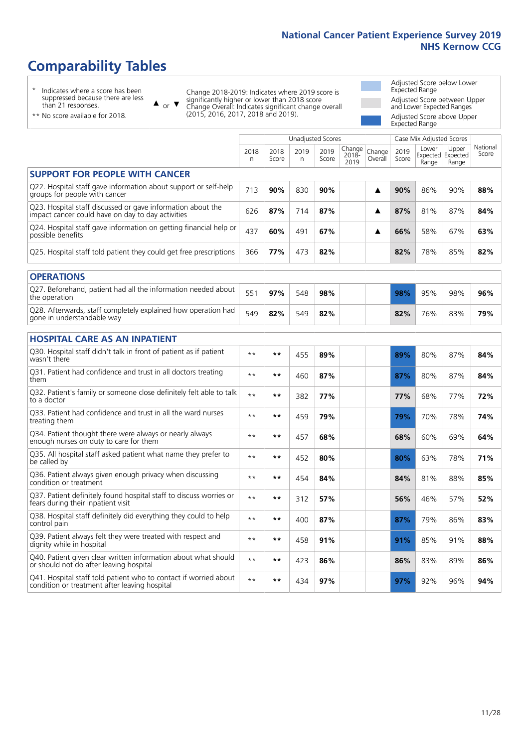# Comparability Tables

\* Indicates where a score has been suppressed because there are less than 21 responses.

\*\* No score available for 2018.

▲ or ▼ Change 2018-2019: Indicates where 2019 score is significantly higher or lower than 2018 score. Change Overall: Indicates significant change overall (2015, 2016, 2017, 2018 and 2019).

Adjusted Score below Lower Expected Range

Adjusted Score between Upper and Lower Expected Ranges

Adjusted Score above Upper Expected Range

| | Unadjusted Scores | | | | | | Case Mix Adjusted Scores | | | |
|---|---|---|---|---|---|---|---|---|---|---|
| | 2018 n | 2018 Score | 2019 n | 2019 Score | Change 2018-2019 | Change Overall | 2019 Score | Lower Expected Range | Upper Expected Range | National Score |
| **SUPPORT FOR PEOPLE WITH CANCER** | | | | | | | | | | |
| Q22. Hospital staff gave information about support or self-help groups for people with cancer | 713 | **90%** | 830 | **90%** | | ▲ | **90%** | 86% | 90% | **88%** |
| Q23. Hospital staff discussed or gave information about the impact cancer could have on day to day activities | 626 | **87%** | 714 | **87%** | | ▲ | **87%** | 81% | 87% | **84%** |
| Q24. Hospital staff gave information on getting financial help or possible benefits | 437 | **60%** | 491 | **67%** | | ▲ | **66%** | 58% | 67% | **63%** |
| Q25. Hospital staff told patient they could get free prescriptions | 366 | **77%** | 473 | **82%** | | | **82%** | 78% | 85% | **82%** |
| **OPERATIONS** | | | | | | | | | | |
| Q27. Beforehand, patient had all the information needed about the operation | 551 | **97%** | 548 | **98%** | | | **98%** | 95% | 98% | **96%** |
| Q28. Afterwards, staff completely explained how operation had gone in understandable way | 549 | **82%** | 549 | **82%** | | | **82%** | 76% | 83% | **79%** |
| **HOSPITAL CARE AS AN INPATIENT** | | | | | | | | | | |
| Q30. Hospital staff didn't talk in front of patient as if patient wasn't there | ** | ** | 455 | **89%** | | | **89%** | 80% | 87% | **84%** |
| Q31. Patient had confidence and trust in all doctors treating them | ** | ** | 460 | **87%** | | | **87%** | 80% | 87% | **84%** |
| Q32. Patient's family or someone close definitely felt able to talk to a doctor | ** | ** | 382 | **77%** | | | **77%** | 68% | 77% | **72%** |
| Q33. Patient had confidence and trust in all the ward nurses treating them | ** | ** | 459 | **79%** | | | **79%** | 70% | 78% | **74%** |
| Q34. Patient thought there were always or nearly always enough nurses on duty to care for them | ** | ** | 457 | **68%** | | | **68%** | 60% | 69% | **64%** |
| Q35. All hospital staff asked patient what name they prefer to be called by | ** | ** | 452 | **80%** | | | **80%** | 63% | 78% | **71%** |
| Q36. Patient always given enough privacy when discussing condition or treatment | ** | ** | 454 | **84%** | | | **84%** | 81% | 88% | **85%** |
| Q37. Patient definitely found hospital staff to discuss worries or fears during their inpatient visit | ** | ** | 312 | **57%** | | | **56%** | 46% | 57% | **52%** |
| Q38. Hospital staff definitely did everything they could to help control pain | ** | ** | 400 | **87%** | | | **87%** | 79% | 86% | **83%** |
| Q39. Patient always felt they were treated with respect and dignity while in hospital | ** | ** | 458 | **91%** | | | **91%** | 85% | 91% | **88%** |
| Q40. Patient given clear written information about what should or should not do after leaving hospital | ** | ** | 423 | **86%** | | | **86%** | 83% | 89% | **86%** |
| Q41. Hospital staff told patient who to contact if worried about condition or treatment after leaving hospital | ** | ** | 434 | **97%** | | | **97%** | 92% | 96% | **94%** |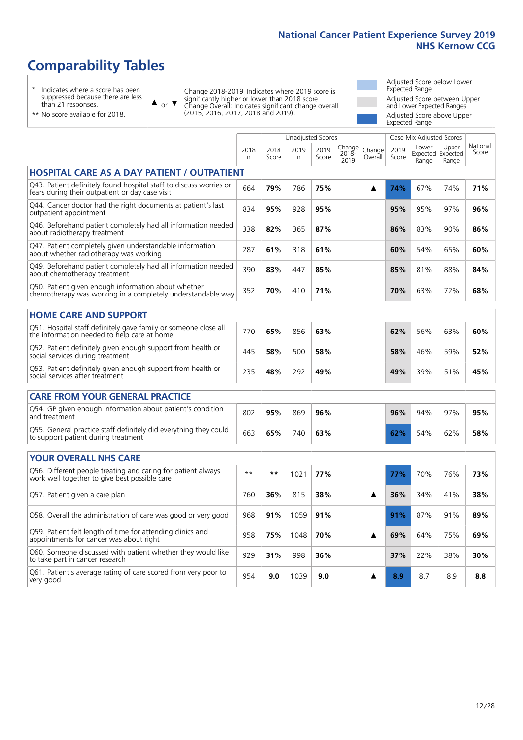# Comparability Tables

\* Indicates where a score has been suppressed because there are less than 21 responses.

\*\* No score available for 2018.

▲ or ▼ Change 2018-2019: Indicates where 2019 score is significantly higher or lower than 2018 score. Change Overall: Indicates significant change overall (2015, 2016, 2017, 2018 and 2019).

Adjusted Score below Lower Expected Range

Adjusted Score between Upper and Lower Expected Ranges

Adjusted Score above Upper Expected Range

| | Unadjusted Scores | | | | | | Case Mix Adjusted Scores | | | |
|---|---|---|---|---|---|---|---|---|---|---|
| | 2018 n | 2018 Score | 2019 n | 2019 Score | Change 2018-2019 | Change Overall | 2019 Score | Lower Expected Range | Upper Expected Range | National Score |
| **HOSPITAL CARE AS A DAY PATIENT / OUTPATIENT** | | | | | | | | | | |
| Q43. Patient definitely found hospital staff to discuss worries or fears during their outpatient or day case visit | 664 | **79%** | 786 | **75%** | | ▲ | **74%** | 67% | 74% | **71%** |
| Q44. Cancer doctor had the right documents at patient's last outpatient appointment | 834 | **95%** | 928 | **95%** | | | **95%** | 95% | 97% | **96%** |
| Q46. Beforehand patient completely had all information needed about radiotherapy treatment | 338 | **82%** | 365 | **87%** | | | **86%** | 83% | 90% | **86%** |
| Q47. Patient completely given understandable information about whether radiotherapy was working | 287 | **61%** | 318 | **61%** | | | **60%** | 54% | 65% | **60%** |
| Q49. Beforehand patient completely had all information needed about chemotherapy treatment | 390 | **83%** | 447 | **85%** | | | **85%** | 81% | 88% | **84%** |
| Q50. Patient given enough information about whether chemotherapy was working in a completely understandable way | 352 | **70%** | 410 | **71%** | | | **70%** | 63% | 72% | **68%** |
| **HOME CARE AND SUPPORT** | | | | | | | | | | |
| Q51. Hospital staff definitely gave family or someone close all the information needed to help care at home | 770 | **65%** | 856 | **63%** | | | **62%** | 56% | 63% | **60%** |
| Q52. Patient definitely given enough support from health or social services during treatment | 445 | **58%** | 500 | **58%** | | | **58%** | 46% | 59% | **52%** |
| Q53. Patient definitely given enough support from health or social services after treatment | 235 | **48%** | 292 | **49%** | | | **49%** | 39% | 51% | **45%** |
| **CARE FROM YOUR GENERAL PRACTICE** | | | | | | | | | | |
| Q54. GP given enough information about patient's condition and treatment | 802 | **95%** | 869 | **96%** | | | **96%** | 94% | 97% | **95%** |
| Q55. General practice staff definitely did everything they could to support patient during treatment | 663 | **65%** | 740 | **63%** | | | **62%** | 54% | 62% | **58%** |
| **YOUR OVERALL NHS CARE** | | | | | | | | | | |
| Q56. Different people treating and caring for patient always work well together to give best possible care | ** | ** | 1021 | **77%** | | | **77%** | 70% | 76% | **73%** |
| Q57. Patient given a care plan | 760 | **36%** | 815 | **38%** | | ▲ | **36%** | 34% | 41% | **38%** |
| Q58. Overall the administration of care was good or very good | 968 | **91%** | 1059 | **91%** | | | **91%** | 87% | 91% | **89%** |
| Q59. Patient felt length of time for attending clinics and appointments for cancer was about right | 958 | **75%** | 1048 | **70%** | | ▲ | **69%** | 64% | 75% | **69%** |
| Q60. Someone discussed with patient whether they would like to take part in cancer research | 929 | **31%** | 998 | **36%** | | | **37%** | 22% | 38% | **30%** |
| Q61. Patient's average rating of care scored from very poor to very good | 954 | **9.0** | 1039 | **9.0** | | ▲ | **8.9** | 8.7 | 8.9 | **8.8** |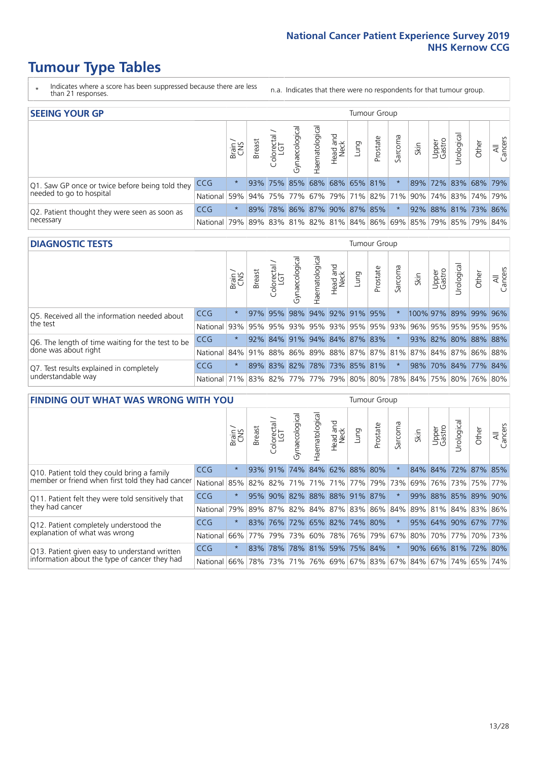# Tumour Type Tables

\* Indicates where a score has been suppressed because there are less than 21 responses.

n.a. Indicates that there were no respondents for that tumour group.

## SEEING YOUR GP

| | | Brain / CNS | Breast | Colorectal / LGT | Gynaecological | Haematological | Head and Neck | Lung | Prostate | Sarcoma | Skin | Upper Gastro | Urological | Other | All Cancers |
|---|---|---|---|---|---|---|---|---|---|---|---|---|---|---|---|
| Q1. Saw GP once or twice before being told they needed to go to hospital | CCG | * | 93% | 75% | 85% | 68% | 68% | 65% | 81% | * | 89% | 72% | 83% | 68% | 79% |
| | National | 59% | 94% | 75% | 77% | 67% | 79% | 71% | 82% | 71% | 90% | 74% | 83% | 74% | 79% |
| Q2. Patient thought they were seen as soon as necessary | CCG | * | 89% | 78% | 86% | 87% | 90% | 87% | 85% | * | 92% | 88% | 81% | 73% | 86% |
| | National | 79% | 89% | 83% | 81% | 82% | 81% | 84% | 86% | 69% | 85% | 79% | 85% | 79% | 84% |

## DIAGNOSTIC TESTS

| | | Brain / CNS | Breast | Colorectal / LGT | Gynaecological | Haematological | Head and Neck | Lung | Prostate | Sarcoma | Skin | Upper Gastro | Urological | Other | All Cancers |
|---|---|---|---|---|---|---|---|---|---|---|---|---|---|---|---|
| Q5. Received all the information needed about the test | CCG | * | 97% | 95% | 98% | 94% | 92% | 91% | 95% | * | 100% | 97% | 89% | 99% | 96% |
| | National | 93% | 95% | 95% | 93% | 95% | 93% | 95% | 95% | 93% | 96% | 95% | 95% | 95% | 95% |
| Q6. The length of time waiting for the test to be done was about right | CCG | * | 92% | 84% | 91% | 94% | 84% | 87% | 83% | * | 93% | 82% | 80% | 88% | 88% |
| | National | 84% | 91% | 88% | 86% | 89% | 88% | 87% | 87% | 81% | 87% | 84% | 87% | 86% | 88% |
| Q7. Test results explained in completely understandable way | CCG | * | 89% | 83% | 82% | 78% | 73% | 85% | 81% | * | 98% | 70% | 84% | 77% | 84% |
| | National | 71% | 83% | 82% | 77% | 77% | 79% | 80% | 80% | 78% | 84% | 75% | 80% | 76% | 80% |

## FINDING OUT WHAT WAS WRONG WITH YOU

| | | Brain / CNS | Breast | Colorectal / LGT | Gynaecological | Haematological | Head and Neck | Lung | Prostate | Sarcoma | Skin | Upper Gastro | Urological | Other | All Cancers |
|---|---|---|---|---|---|---|---|---|---|---|---|---|---|---|---|
| Q10. Patient told they could bring a family member or friend when first told they had cancer | CCG | * | 93% | 91% | 74% | 84% | 62% | 88% | 80% | * | 84% | 84% | 72% | 87% | 85% |
| | National | 85% | 82% | 82% | 71% | 71% | 71% | 77% | 79% | 73% | 69% | 76% | 73% | 75% | 77% |
| Q11. Patient felt they were told sensitively that they had cancer | CCG | * | 95% | 90% | 82% | 88% | 88% | 91% | 87% | * | 99% | 88% | 85% | 89% | 90% |
| | National | 79% | 89% | 87% | 82% | 84% | 87% | 83% | 86% | 84% | 89% | 81% | 84% | 83% | 86% |
| Q12. Patient completely understood the explanation of what was wrong | CCG | * | 83% | 76% | 72% | 65% | 82% | 74% | 80% | * | 95% | 64% | 90% | 67% | 77% |
| | National | 66% | 77% | 79% | 73% | 60% | 78% | 76% | 79% | 67% | 80% | 70% | 77% | 70% | 73% |
| Q13. Patient given easy to understand written information about the type of cancer they had | CCG | * | 83% | 78% | 78% | 81% | 59% | 75% | 84% | * | 90% | 66% | 81% | 72% | 80% |
| | National | 66% | 78% | 73% | 71% | 76% | 69% | 67% | 83% | 67% | 84% | 67% | 74% | 65% | 74% |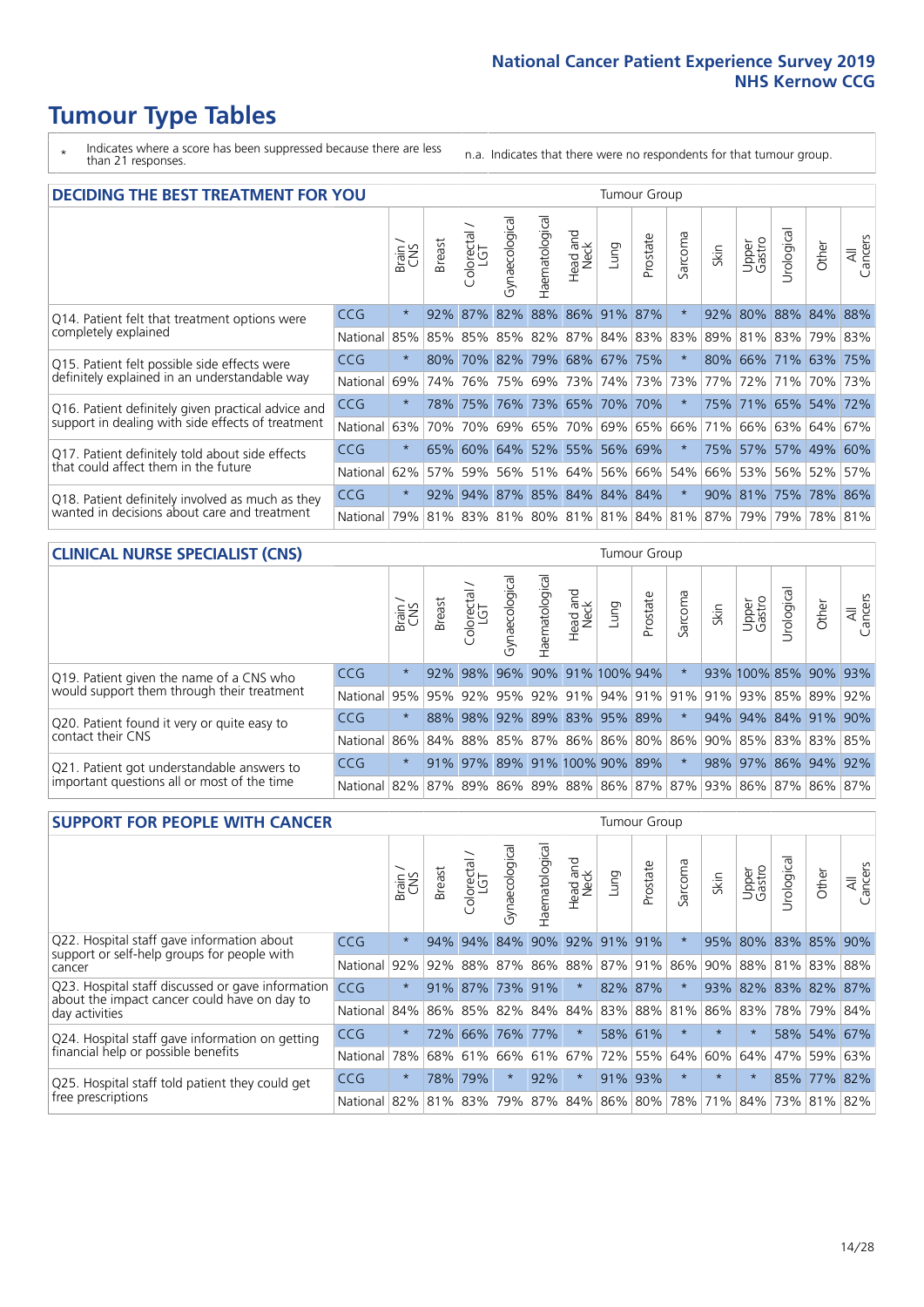# Tumour Type Tables

\* Indicates where a score has been suppressed because there are less than 21 responses.

n.a. Indicates that there were no respondents for that tumour group.

## DECIDING THE BEST TREATMENT FOR YOU

| | | Brain / CNS | Breast | Colorectal / LGT | Gynaecological | Haematological | Head and Neck | Lung | Prostate | Sarcoma | Skin | Upper Gastro | Urological | Other | All Cancers |
|---|---|---|---|---|---|---|---|---|---|---|---|---|---|---|---|
| Q14. Patient felt that treatment options were completely explained | CCG | * | 92% | 87% | 82% | 88% | 86% | 91% | 87% | * | 92% | 80% | 88% | 84% | 88% |
| | National | 85% | 85% | 85% | 85% | 82% | 87% | 84% | 83% | 83% | 89% | 81% | 83% | 79% | 83% |
| Q15. Patient felt possible side effects were definitely explained in an understandable way | CCG | * | 80% | 70% | 82% | 79% | 68% | 67% | 75% | * | 80% | 66% | 71% | 63% | 75% |
| | National | 69% | 74% | 76% | 75% | 69% | 73% | 74% | 73% | 73% | 77% | 72% | 71% | 70% | 73% |
| Q16. Patient definitely given practical advice and support in dealing with side effects of treatment | CCG | * | 78% | 75% | 76% | 73% | 65% | 70% | 70% | * | 75% | 71% | 65% | 54% | 72% |
| | National | 63% | 70% | 70% | 69% | 65% | 70% | 69% | 65% | 66% | 71% | 66% | 63% | 64% | 67% |
| Q17. Patient definitely told about side effects that could affect them in the future | CCG | * | 65% | 60% | 64% | 52% | 55% | 56% | 69% | * | 75% | 57% | 57% | 49% | 60% |
| | National | 62% | 57% | 59% | 56% | 51% | 64% | 56% | 66% | 54% | 66% | 53% | 56% | 52% | 57% |
| Q18. Patient definitely involved as much as they wanted in decisions about care and treatment | CCG | * | 92% | 94% | 87% | 85% | 84% | 84% | 84% | * | 90% | 81% | 75% | 78% | 86% |
| | National | 79% | 81% | 83% | 81% | 80% | 81% | 81% | 84% | 81% | 87% | 79% | 79% | 78% | 81% |

## CLINICAL NURSE SPECIALIST (CNS)

| | | Brain / CNS | Breast | Colorectal / LGT | Gynaecological | Haematological | Head and Neck | Lung | Prostate | Sarcoma | Skin | Upper Gastro | Urological | Other | All Cancers |
|---|---|---|---|---|---|---|---|---|---|---|---|---|---|---|---|
| Q19. Patient given the name of a CNS who would support them through their treatment | CCG | * | 92% | 98% | 96% | 90% | 91% | 100% | 94% | * | 93% | 100% | 85% | 90% | 93% |
| | National | 95% | 95% | 92% | 95% | 92% | 91% | 94% | 91% | 91% | 91% | 93% | 85% | 89% | 92% |
| Q20. Patient found it very or quite easy to contact their CNS | CCG | * | 88% | 98% | 92% | 89% | 83% | 95% | 89% | * | 94% | 94% | 84% | 91% | 90% |
| | National | 86% | 84% | 88% | 85% | 87% | 86% | 86% | 80% | 86% | 90% | 85% | 83% | 83% | 85% |
| Q21. Patient got understandable answers to important questions all or most of the time | CCG | * | 91% | 97% | 89% | 91% | 100% | 90% | 89% | * | 98% | 97% | 86% | 94% | 92% |
| | National | 82% | 87% | 89% | 86% | 89% | 88% | 86% | 87% | 87% | 93% | 86% | 87% | 86% | 87% |

## SUPPORT FOR PEOPLE WITH CANCER

| | | Brain / CNS | Breast | Colorectal / LGT | Gynaecological | Haematological | Head and Neck | Lung | Prostate | Sarcoma | Skin | Upper Gastro | Urological | Other | All Cancers |
|---|---|---|---|---|---|---|---|---|---|---|---|---|---|---|---|
| Q22. Hospital staff gave information about support or self-help groups for people with cancer | CCG | * | 94% | 94% | 84% | 90% | 92% | 91% | 91% | * | 95% | 80% | 83% | 85% | 90% |
| | National | 92% | 92% | 88% | 87% | 86% | 88% | 87% | 91% | 86% | 90% | 88% | 81% | 83% | 88% |
| Q23. Hospital staff discussed or gave information about the impact cancer could have on day to day activities | CCG | * | 91% | 87% | 73% | 91% | * | 82% | 87% | * | 93% | 82% | 83% | 82% | 87% |
| | National | 84% | 86% | 85% | 82% | 84% | 84% | 83% | 88% | 81% | 86% | 83% | 78% | 79% | 84% |
| Q24. Hospital staff gave information on getting financial help or possible benefits | CCG | * | 72% | 66% | 76% | 77% | * | 58% | 61% | * | * | * | 58% | 54% | 67% |
| | National | 78% | 68% | 61% | 66% | 61% | 67% | 72% | 55% | 64% | 60% | 64% | 47% | 59% | 63% |
| Q25. Hospital staff told patient they could get free prescriptions | CCG | * | 78% | 79% | * | 92% | * | 91% | 93% | * | * | * | 85% | 77% | 82% |
| | National | 82% | 81% | 83% | 79% | 87% | 84% | 86% | 80% | 78% | 71% | 84% | 73% | 81% | 82% |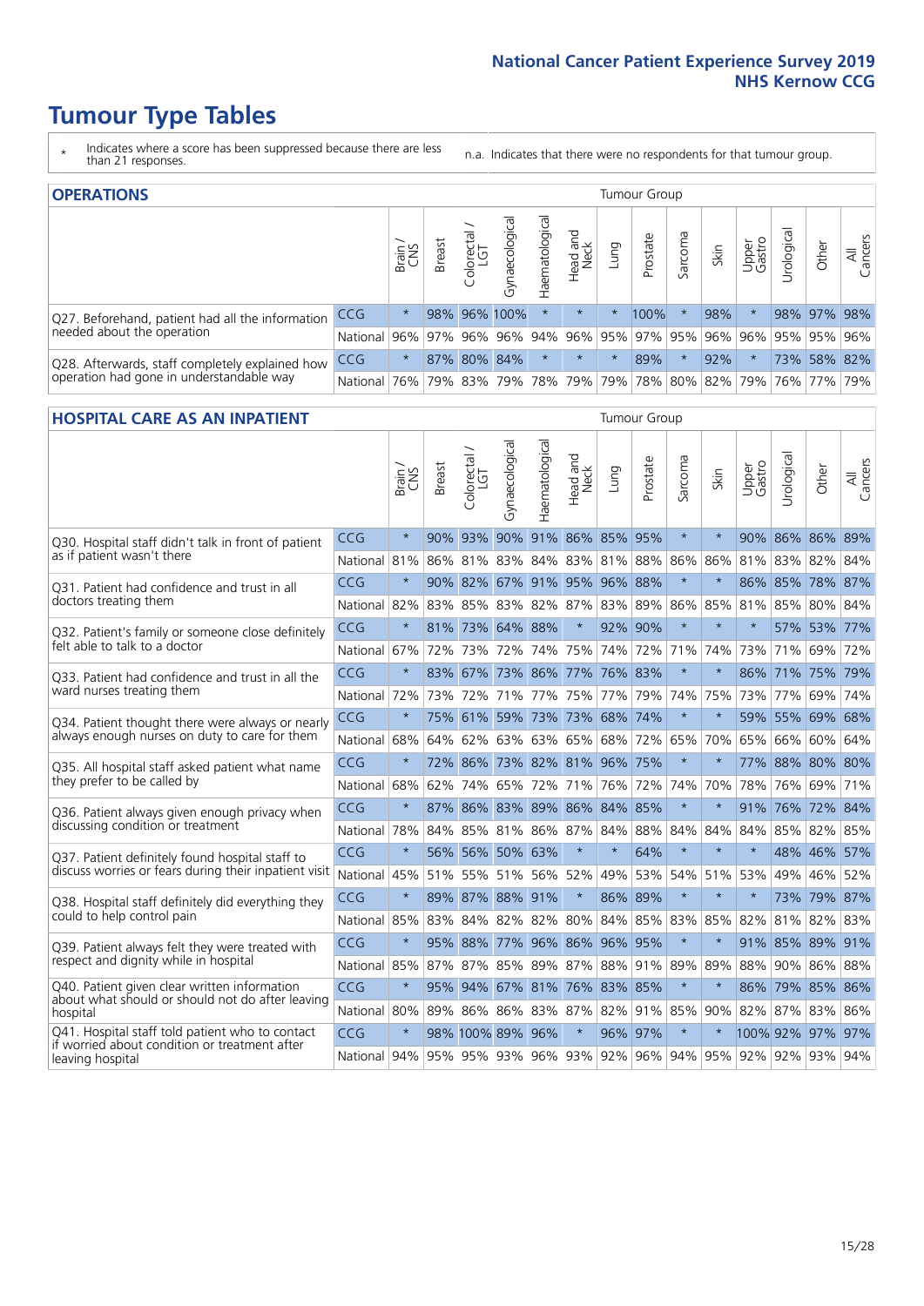# Tumour Type Tables

\* Indicates where a score has been suppressed because there are less than 21 responses.

n.a. Indicates that there were no respondents for that tumour group.

## OPERATIONS

| | | Brain / CNS | Breast | Colorectal / LGT | Gynaecological | Haematological | Head and Neck | Lung | Prostate | Sarcoma | Skin | Upper Gastro | Urological | Other | All Cancers |
|---|---|---|---|---|---|---|---|---|---|---|---|---|---|---|---|
| Q27. Beforehand, patient had all the information needed about the operation | CCG | * | 98% | 96% | 100% | * | * | * | 100% | * | 98% | * | 98% | 97% | 98% |
| | National | 96% | 97% | 96% | 96% | 94% | 96% | 95% | 97% | 95% | 96% | 96% | 95% | 95% | 96% |
| Q28. Afterwards, staff completely explained how operation had gone in understandable way | CCG | * | 87% | 80% | 84% | * | * | * | 89% | * | 92% | * | 73% | 58% | 82% |
| | National | 76% | 79% | 83% | 79% | 78% | 79% | 79% | 78% | 80% | 82% | 79% | 76% | 77% | 79% |

## HOSPITAL CARE AS AN INPATIENT

| | | Brain / CNS | Breast | Colorectal / LGT | Gynaecological | Haematological | Head and Neck | Lung | Prostate | Sarcoma | Skin | Upper Gastro | Urological | Other | All Cancers |
|---|---|---|---|---|---|---|---|---|---|---|---|---|---|---|---|
| Q30. Hospital staff didn't talk in front of patient as if patient wasn't there | CCG | * | 90% | 93% | 90% | 91% | 86% | 85% | 95% | * | * | 90% | 86% | 86% | 89% |
| | National | 81% | 86% | 81% | 83% | 84% | 83% | 81% | 88% | 86% | 86% | 81% | 83% | 82% | 84% |
| Q31. Patient had confidence and trust in all doctors treating them | CCG | * | 90% | 82% | 67% | 91% | 95% | 96% | 88% | * | * | 86% | 85% | 78% | 87% |
| | National | 82% | 83% | 85% | 83% | 82% | 87% | 83% | 89% | 86% | 85% | 81% | 85% | 80% | 84% |
| Q32. Patient's family or someone close definitely felt able to talk to a doctor | CCG | * | 81% | 73% | 64% | 88% | * | 92% | 90% | * | * | * | 57% | 53% | 77% |
| | National | 67% | 72% | 73% | 72% | 74% | 75% | 74% | 72% | 71% | 74% | 73% | 71% | 69% | 72% |
| Q33. Patient had confidence and trust in all the ward nurses treating them | CCG | * | 83% | 67% | 73% | 86% | 77% | 76% | 83% | * | * | 86% | 71% | 75% | 79% |
| | National | 72% | 73% | 72% | 71% | 77% | 75% | 77% | 79% | 74% | 75% | 73% | 77% | 69% | 74% |
| Q34. Patient thought there were always or nearly always enough nurses on duty to care for them | CCG | * | 75% | 61% | 59% | 73% | 73% | 68% | 74% | * | * | 59% | 55% | 69% | 68% |
| | National | 68% | 64% | 62% | 63% | 63% | 65% | 68% | 72% | 65% | 70% | 65% | 66% | 60% | 64% |
| Q35. All hospital staff asked patient what name they prefer to be called by | CCG | * | 72% | 86% | 73% | 82% | 81% | 96% | 75% | * | * | 77% | 88% | 80% | 80% |
| | National | 68% | 62% | 74% | 65% | 72% | 71% | 76% | 72% | 74% | 70% | 78% | 76% | 69% | 71% |
| Q36. Patient always given enough privacy when discussing condition or treatment | CCG | * | 87% | 86% | 83% | 89% | 86% | 84% | 85% | * | * | 91% | 76% | 72% | 84% |
| | National | 78% | 84% | 85% | 81% | 86% | 87% | 84% | 88% | 84% | 84% | 84% | 85% | 82% | 85% |
| Q37. Patient definitely found hospital staff to discuss worries or fears during their inpatient visit | CCG | * | 56% | 56% | 50% | 63% | * | * | 64% | * | * | * | 48% | 46% | 57% |
| | National | 45% | 51% | 55% | 51% | 56% | 52% | 49% | 53% | 54% | 51% | 53% | 49% | 46% | 52% |
| Q38. Hospital staff definitely did everything they could to help control pain | CCG | * | 89% | 87% | 88% | 91% | * | 86% | 89% | * | * | * | 73% | 79% | 87% |
| | National | 85% | 83% | 84% | 82% | 82% | 80% | 84% | 85% | 83% | 85% | 82% | 81% | 82% | 83% |
| Q39. Patient always felt they were treated with respect and dignity while in hospital | CCG | * | 95% | 88% | 77% | 96% | 86% | 96% | 95% | * | * | 91% | 85% | 89% | 91% |
| | National | 85% | 87% | 87% | 85% | 89% | 87% | 88% | 91% | 89% | 89% | 88% | 90% | 86% | 88% |
| Q40. Patient given clear written information about what should or should not do after leaving hospital | CCG | * | 95% | 94% | 67% | 81% | 76% | 83% | 85% | * | * | 86% | 79% | 85% | 86% |
| | National | 80% | 89% | 86% | 86% | 83% | 87% | 82% | 91% | 85% | 90% | 82% | 87% | 83% | 86% |
| Q41. Hospital staff told patient who to contact if worried about condition or treatment after leaving hospital | CCG | * | 98% | 100% | 89% | 96% | * | 96% | 97% | * | * | 100% | 92% | 97% | 97% |
| | National | 94% | 95% | 95% | 93% | 96% | 93% | 92% | 96% | 94% | 95% | 92% | 92% | 93% | 94% |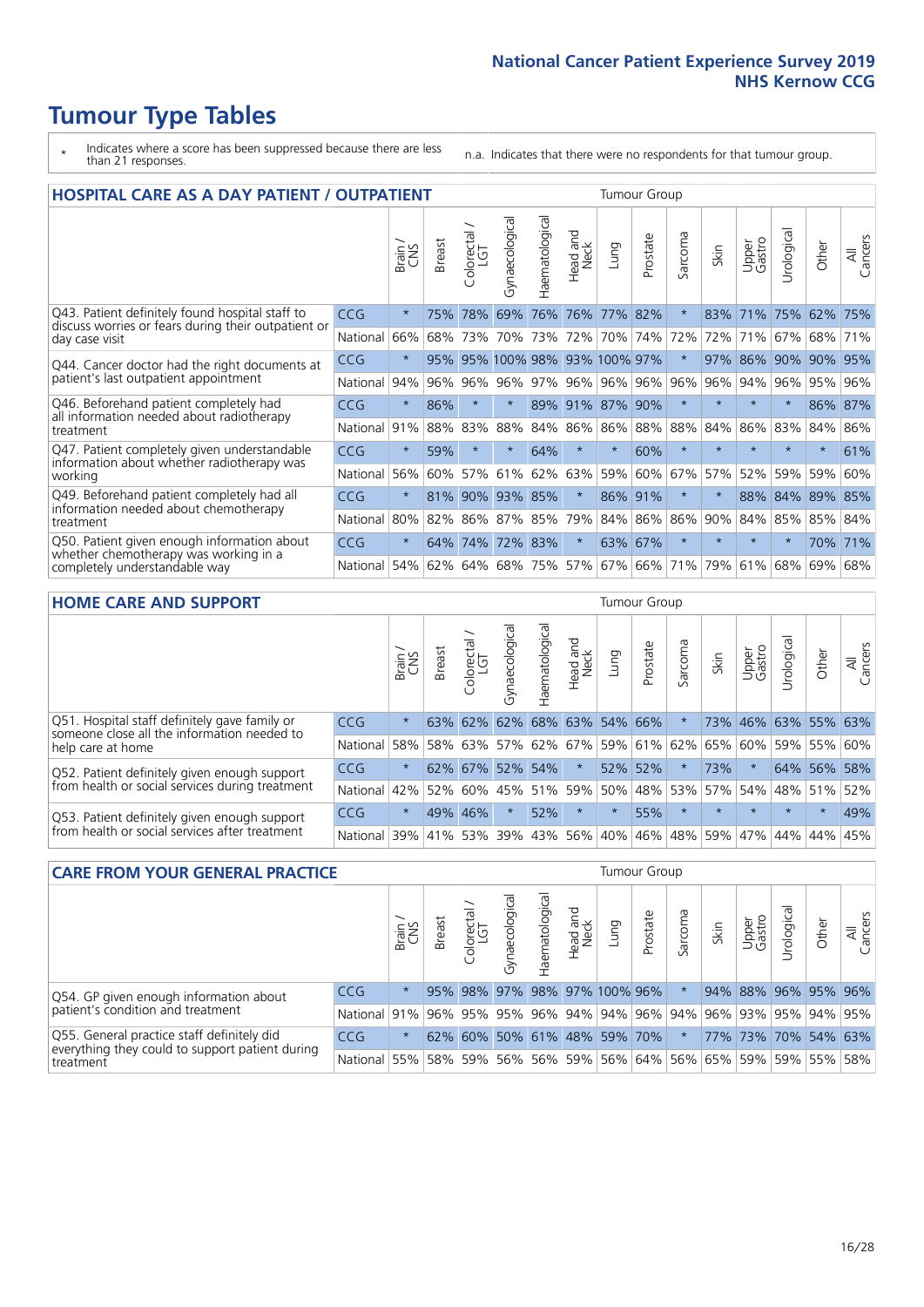# Tumour Type Tables

\* Indicates where a score has been suppressed because there are less than 21 responses.

n.a. Indicates that there were no respondents for that tumour group.

## HOSPITAL CARE AS A DAY PATIENT / OUTPATIENT

| | | Brain / CNS | Breast | Colorectal / LGT | Gynaecological | Haematological | Head and Neck | Lung | Prostate | Sarcoma | Skin | Upper Gastro | Urological | Other | All Cancers |
|---|---|---|---|---|---|---|---|---|---|---|---|---|---|---|---|
| Q43. Patient definitely found hospital staff to discuss worries or fears during their outpatient or day case visit | CCG | * | 75% | 78% | 69% | 76% | 76% | 77% | 82% | * | 83% | 71% | 75% | 62% | 75% |
| | National | 66% | 68% | 73% | 70% | 73% | 72% | 70% | 74% | 72% | 72% | 71% | 67% | 68% | 71% |
| Q44. Cancer doctor had the right documents at patient's last outpatient appointment | CCG | * | 95% | 95% | 100% | 98% | 93% | 100% | 97% | * | 97% | 86% | 90% | 90% | 95% |
| | National | 94% | 96% | 96% | 96% | 97% | 96% | 96% | 96% | 96% | 96% | 94% | 96% | 95% | 96% |
| Q46. Beforehand patient completely had all information needed about radiotherapy treatment | CCG | * | 86% | * | * | 89% | 91% | 87% | 90% | * | * | * | * | 86% | 87% |
| | National | 91% | 88% | 83% | 88% | 84% | 86% | 86% | 88% | 88% | 84% | 86% | 83% | 84% | 86% |
| Q47. Patient completely given understandable information about whether radiotherapy was working | CCG | * | 59% | * | * | 64% | * | * | 60% | * | * | * | * | * | 61% |
| | National | 56% | 60% | 57% | 61% | 62% | 63% | 59% | 60% | 67% | 57% | 52% | 59% | 59% | 60% |
| Q49. Beforehand patient completely had all information needed about chemotherapy treatment | CCG | * | 81% | 90% | 93% | 85% | * | 86% | 91% | * | * | 88% | 84% | 89% | 85% |
| | National | 80% | 82% | 86% | 87% | 85% | 79% | 84% | 86% | 86% | 90% | 84% | 85% | 85% | 84% |
| Q50. Patient given enough information about whether chemotherapy was working in a completely understandable way | CCG | * | 64% | 74% | 72% | 83% | * | 63% | 67% | * | * | * | * | 70% | 71% |
| | National | 54% | 62% | 64% | 68% | 75% | 57% | 67% | 66% | 71% | 79% | 61% | 68% | 69% | 68% |

## HOME CARE AND SUPPORT

| | | Brain / CNS | Breast | Colorectal / LGT | Gynaecological | Haematological | Head and Neck | Lung | Prostate | Sarcoma | Skin | Upper Gastro | Urological | Other | All Cancers |
|---|---|---|---|---|---|---|---|---|---|---|---|---|---|---|---|
| Q51. Hospital staff definitely gave family or someone close all the information needed to help care at home | CCG | * | 63% | 62% | 62% | 68% | 63% | 54% | 66% | * | 73% | 46% | 63% | 55% | 63% |
| | National | 58% | 58% | 63% | 57% | 62% | 67% | 59% | 61% | 62% | 65% | 60% | 59% | 55% | 60% |
| Q52. Patient definitely given enough support from health or social services during treatment | CCG | * | 62% | 67% | 52% | 54% | * | 52% | 52% | * | 73% | * | 64% | 56% | 58% |
| | National | 42% | 52% | 60% | 45% | 51% | 59% | 50% | 48% | 53% | 57% | 54% | 48% | 51% | 52% |
| Q53. Patient definitely given enough support from health or social services after treatment | CCG | * | 49% | 46% | * | 52% | * | * | 55% | * | * | * | * | * | 49% |
| | National | 39% | 41% | 53% | 39% | 43% | 56% | 40% | 46% | 48% | 59% | 47% | 44% | 44% | 45% |

## CARE FROM YOUR GENERAL PRACTICE

| | | Brain / CNS | Breast | Colorectal / LGT | Gynaecological | Haematological | Head and Neck | Lung | Prostate | Sarcoma | Skin | Upper Gastro | Urological | Other | All Cancers |
|---|---|---|---|---|---|---|---|---|---|---|---|---|---|---|---|
| Q54. GP given enough information about patient's condition and treatment | CCG | * | 95% | 98% | 97% | 98% | 97% | 100% | 96% | * | 94% | 88% | 96% | 95% | 96% |
| | National | 91% | 96% | 95% | 95% | 96% | 94% | 94% | 96% | 94% | 96% | 93% | 95% | 94% | 95% |
| Q55. General practice staff definitely did everything they could to support patient during treatment | CCG | * | 62% | 60% | 50% | 61% | 48% | 59% | 70% | * | 77% | 73% | 70% | 54% | 63% |
| | National | 55% | 58% | 59% | 56% | 56% | 59% | 56% | 64% | 56% | 65% | 59% | 59% | 55% | 58% |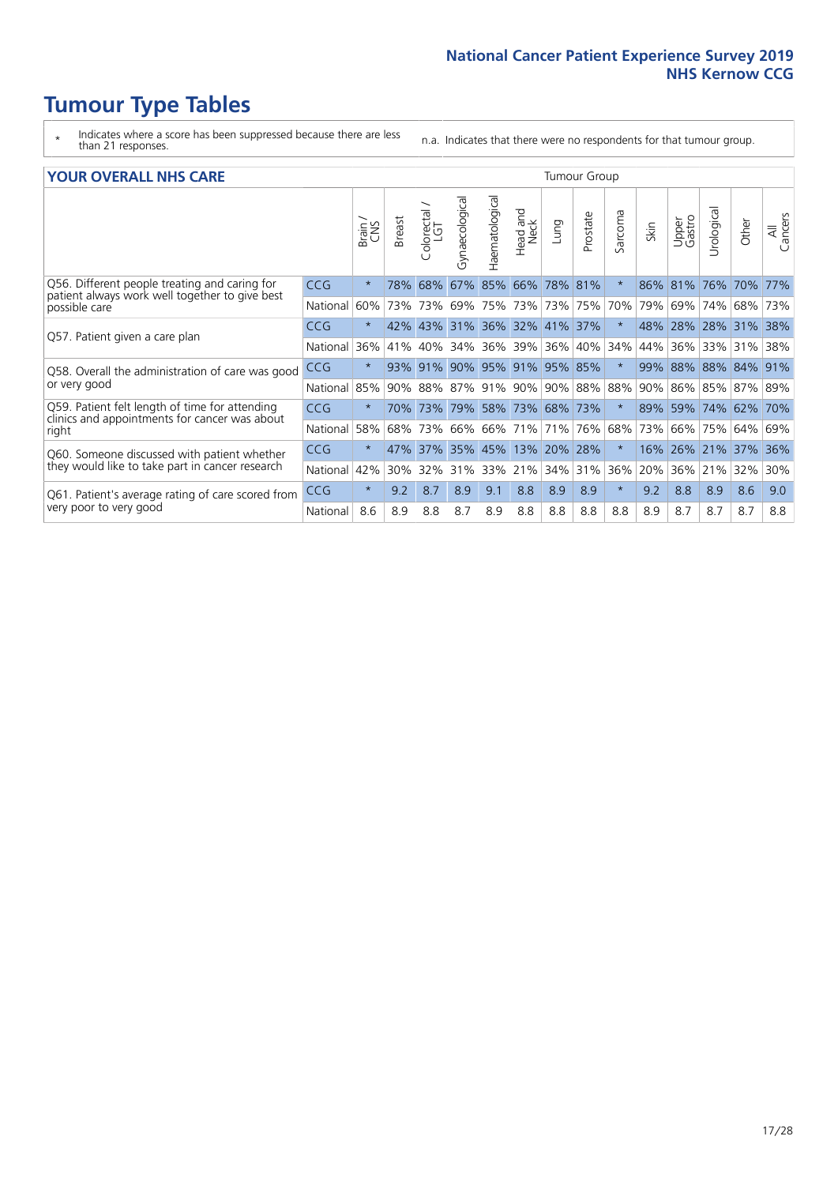# Tumour Type Tables

\* Indicates where a score has been suppressed because there are less than 21 responses.

n.a. Indicates that there were no respondents for that tumour group.

## YOUR OVERALL NHS CARE

| | | Brain / CNS | Breast | Colorectal / LGT | Gynaecological | Haematological | Head and Neck | Lung | Prostate | Sarcoma | Skin | Upper Gastro | Urological | Other | All Cancers |
|---|---|---|---|---|---|---|---|---|---|---|---|---|---|---|---|
| Q56. Different people treating and caring for patient always work well together to give best possible care | CCG | * | 78% | 68% | 67% | 85% | 66% | 78% | 81% | * | 86% | 81% | 76% | 70% | 77% |
| | National | 60% | 73% | 73% | 69% | 75% | 73% | 73% | 75% | 70% | 79% | 69% | 74% | 68% | 73% |
| Q57. Patient given a care plan | CCG | * | 42% | 43% | 31% | 36% | 32% | 41% | 37% | * | 48% | 28% | 28% | 31% | 38% |
| | National | 36% | 41% | 40% | 34% | 36% | 39% | 36% | 40% | 34% | 44% | 36% | 33% | 31% | 38% |
| Q58. Overall the administration of care was good or very good | CCG | * | 93% | 91% | 90% | 95% | 91% | 95% | 85% | * | 99% | 88% | 88% | 84% | 91% |
| | National | 85% | 90% | 88% | 87% | 91% | 90% | 90% | 88% | 88% | 90% | 86% | 85% | 87% | 89% |
| Q59. Patient felt length of time for attending clinics and appointments for cancer was about right | CCG | * | 70% | 73% | 79% | 58% | 73% | 68% | 73% | * | 89% | 59% | 74% | 62% | 70% |
| | National | 58% | 68% | 73% | 66% | 66% | 71% | 71% | 76% | 68% | 73% | 66% | 75% | 64% | 69% |
| Q60. Someone discussed with patient whether they would like to take part in cancer research | CCG | * | 47% | 37% | 35% | 45% | 13% | 20% | 28% | * | 16% | 26% | 21% | 37% | 36% |
| | National | 42% | 30% | 32% | 31% | 33% | 21% | 34% | 31% | 36% | 20% | 36% | 21% | 32% | 30% |
| Q61. Patient's average rating of care scored from very poor to very good | CCG | * | 9.2 | 8.7 | 8.9 | 9.1 | 8.8 | 8.9 | 8.9 | * | 9.2 | 8.8 | 8.9 | 8.6 | 9.0 |
| | National | 8.6 | 8.9 | 8.8 | 8.7 | 8.9 | 8.8 | 8.8 | 8.8 | 8.8 | 8.9 | 8.7 | 8.7 | 8.7 | 8.8 |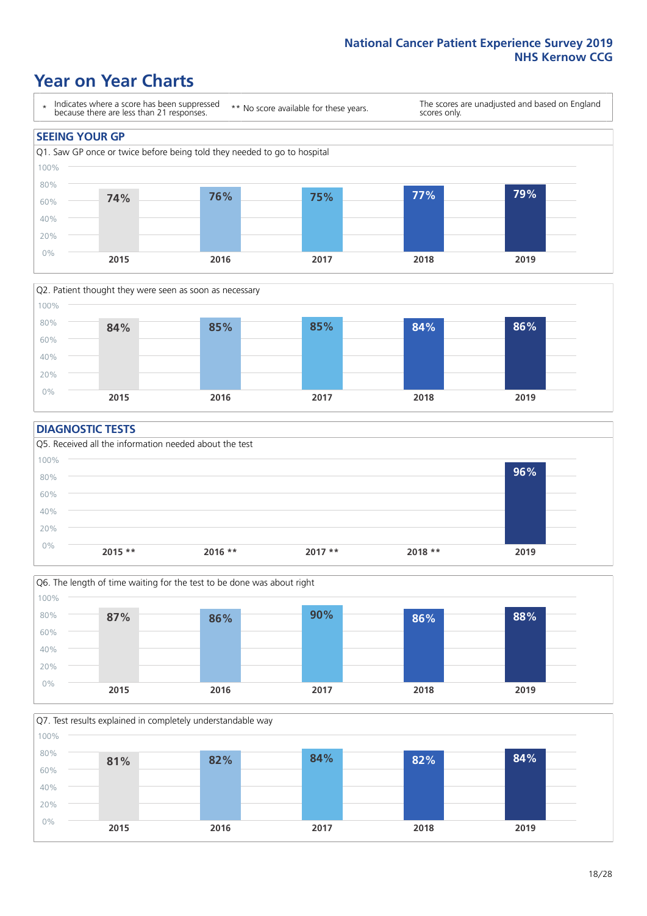# Year on Year Charts

| * Indicates where a score has been suppressed because there are less than 21 responses. | ** No score available for these years. | The scores are unadjusted and based on England scores only. |
|---|---|---|

## SEEING YOUR GP

Q1. Saw GP once or twice before being told they needed to go to hospital

| 2015 | 2016 | 2017 | 2018 | 2019 |
|---|---|---|---|---|
| 74% | 76% | 75% | 77% | 79% |

Q2. Patient thought they were seen as soon as necessary

| 2015 | 2016 | 2017 | 2018 | 2019 |
|---|---|---|---|---|
| 84% | 85% | 85% | 84% | 86% |

## DIAGNOSTIC TESTS

Q5. Received all the information needed about the test

| 2015 ** | 2016 ** | 2017 ** | 2018 ** | 2019 |
|---|---|---|---|---|
| | | | | 96% |

Q6. The length of time waiting for the test to be done was about right

| 2015 | 2016 | 2017 | 2018 | 2019 |
|---|---|---|---|---|
| 87% | 86% | 90% | 86% | 88% |

Q7. Test results explained in completely understandable way

| 2015 | 2016 | 2017 | 2018 | 2019 |
|---|---|---|---|---|
| 81% | 82% | 84% | 82% | 84% |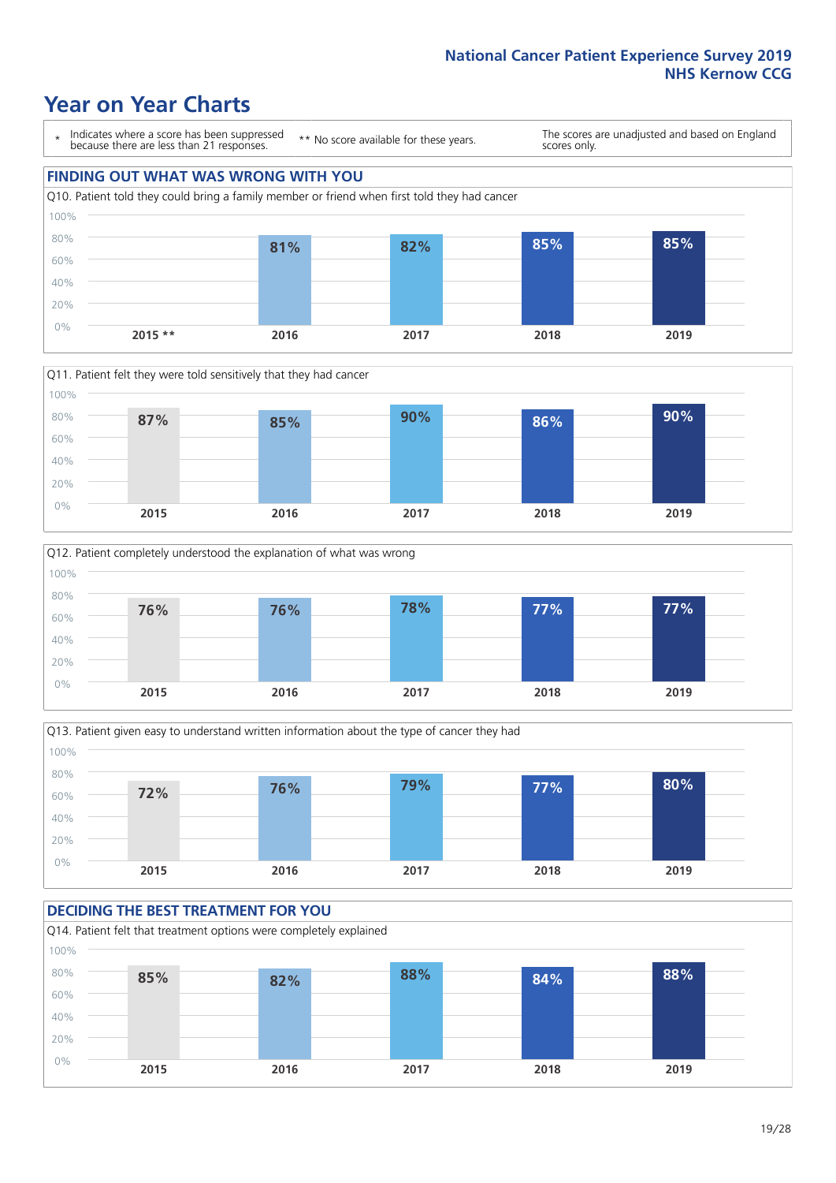National Cancer Patient Experience Survey 2019
NHS Kernow CCG

# Year on Year Charts

\* Indicates where a score has been suppressed because there are less than 21 responses.

** No score available for these years.

The scores are unadjusted and based on England scores only.

## FINDING OUT WHAT WAS WRONG WITH YOU

Q10. Patient told they could bring a family member or friend when first told they had cancer

| 2015 ** | 2016 | 2017 | 2018 | 2019 |
|---|---|---|---|---|
| | 81% | 82% | 85% | 85% |

Q11. Patient felt they were told sensitively that they had cancer

| 2015 | 2016 | 2017 | 2018 | 2019 |
|---|---|---|---|---|
| 87% | 85% | 90% | 86% | 90% |

Q12. Patient completely understood the explanation of what was wrong

| 2015 | 2016 | 2017 | 2018 | 2019 |
|---|---|---|---|---|
| 76% | 76% | 78% | 77% | 77% |

Q13. Patient given easy to understand written information about the type of cancer they had

| 2015 | 2016 | 2017 | 2018 | 2019 |
|---|---|---|---|---|
| 72% | 76% | 79% | 77% | 80% |

## DECIDING THE BEST TREATMENT FOR YOU

Q14. Patient felt that treatment options were completely explained

| 2015 | 2016 | 2017 | 2018 | 2019 |
|---|---|---|---|---|
| 85% | 82% | 88% | 84% | 88% |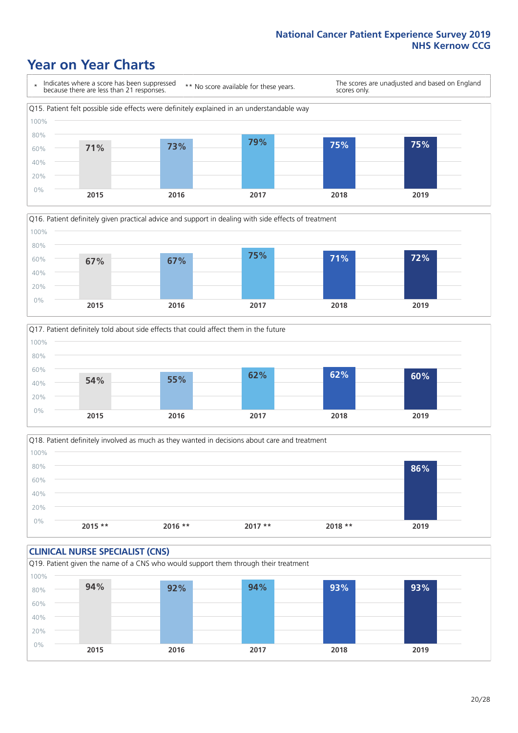# Year on Year Charts

| * Indicates where a score has been suppressed because there are less than 21 responses. | ** No score available for these years. | The scores are unadjusted and based on England scores only. |
|---|---|---|

Q15. Patient felt possible side effects were definitely explained in an understandable way

| 2015 | 2016 | 2017 | 2018 | 2019 |
|---|---|---|---|---|
| 71% | 73% | 79% | 75% | 75% |

Q16. Patient definitely given practical advice and support in dealing with side effects of treatment

| 2015 | 2016 | 2017 | 2018 | 2019 |
|---|---|---|---|---|
| 67% | 67% | 75% | 71% | 72% |

Q17. Patient definitely told about side effects that could affect them in the future

| 2015 | 2016 | 2017 | 2018 | 2019 |
|---|---|---|---|---|
| 54% | 55% | 62% | 62% | 60% |

Q18. Patient definitely involved as much as they wanted in decisions about care and treatment

| 2015 ** | 2016 ** | 2017 ** | 2018 ** | 2019 |
|---|---|---|---|---|
| | | | | 86% |

## CLINICAL NURSE SPECIALIST (CNS)

Q19. Patient given the name of a CNS who would support them through their treatment

| 2015 | 2016 | 2017 | 2018 | 2019 |
|---|---|---|---|---|
| 94% | 92% | 94% | 93% | 93% |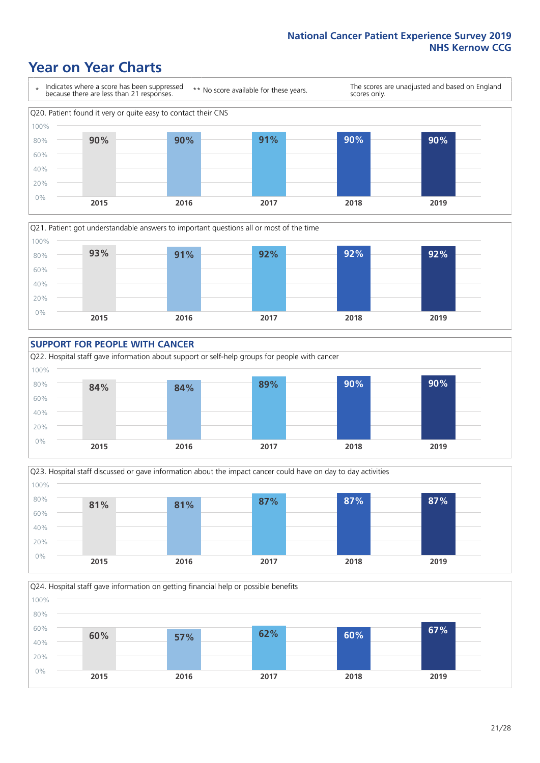## Year on Year Charts

\* Indicates where a score has been suppressed because there are less than 21 responses.

\*\* No score available for these years.

The scores are unadjusted and based on England scores only.

Q20. Patient found it very or quite easy to contact their CNS

| 2015 | 2016 | 2017 | 2018 | 2019 |
|---|---|---|---|---|
| 90% | 90% | 91% | 90% | 90% |

Q21. Patient got understandable answers to important questions all or most of the time

| 2015 | 2016 | 2017 | 2018 | 2019 |
|---|---|---|---|---|
| 93% | 91% | 92% | 92% | 92% |

### SUPPORT FOR PEOPLE WITH CANCER

Q22. Hospital staff gave information about support or self-help groups for people with cancer

| 2015 | 2016 | 2017 | 2018 | 2019 |
|---|---|---|---|---|
| 84% | 84% | 89% | 90% | 90% |

Q23. Hospital staff discussed or gave information about the impact cancer could have on day to day activities

| 2015 | 2016 | 2017 | 2018 | 2019 |
|---|---|---|---|---|
| 81% | 81% | 87% | 87% | 87% |

Q24. Hospital staff gave information on getting financial help or possible benefits

| 2015 | 2016 | 2017 | 2018 | 2019 |
|---|---|---|---|---|
| 60% | 57% | 62% | 60% | 67% |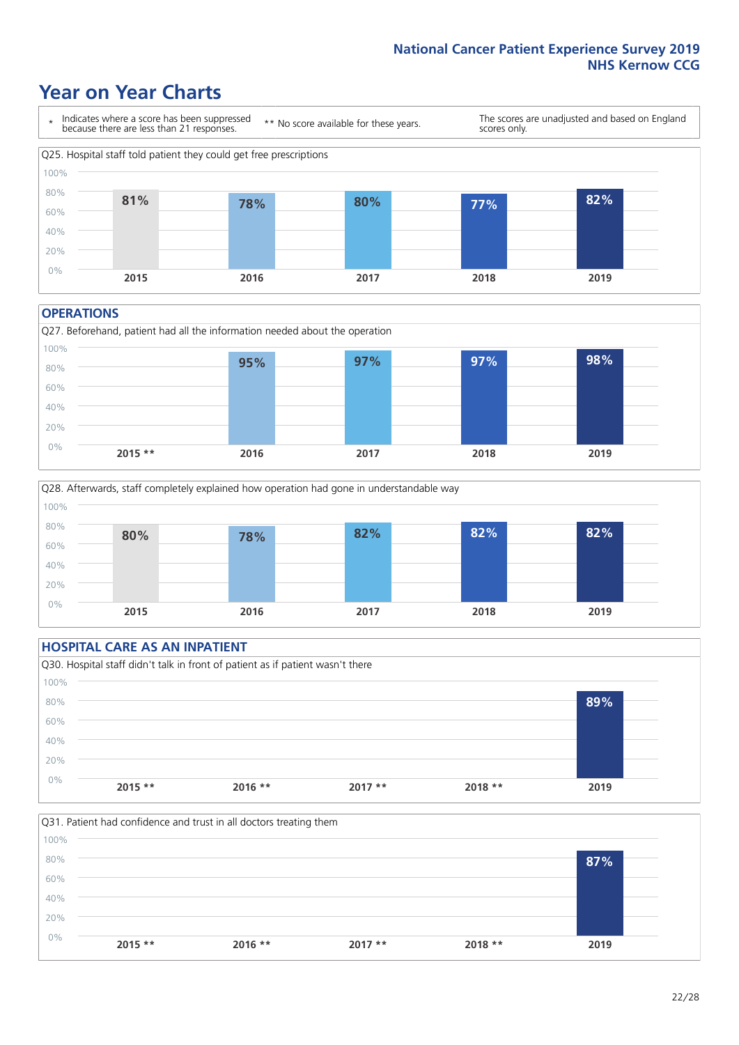# Year on Year Charts

\* Indicates where a score has been suppressed because there are less than 21 responses.

** No score available for these years.

The scores are unadjusted and based on England scores only.

Q25. Hospital staff told patient they could get free prescriptions

| 2015 | 2016 | 2017 | 2018 | 2019 |
|---|---|---|---|---|
| 81% | 78% | 80% | 77% | 82% |

## OPERATIONS

Q27. Beforehand, patient had all the information needed about the operation

| 2015 ** | 2016 | 2017 | 2018 | 2019 |
|---|---|---|---|---|
| | 95% | 97% | 97% | 98% |

Q28. Afterwards, staff completely explained how operation had gone in understandable way

| 2015 | 2016 | 2017 | 2018 | 2019 |
|---|---|---|---|---|
| 80% | 78% | 82% | 82% | 82% |

## HOSPITAL CARE AS AN INPATIENT

Q30. Hospital staff didn't talk in front of patient as if patient wasn't there

| 2015 ** | 2016 ** | 2017 ** | 2018 ** | 2019 |
|---|---|---|---|---|
| | | | | 89% |

Q31. Patient had confidence and trust in all doctors treating them

| 2015 ** | 2016 ** | 2017 ** | 2018 ** | 2019 |
|---|---|---|---|---|
| | | | | 87% |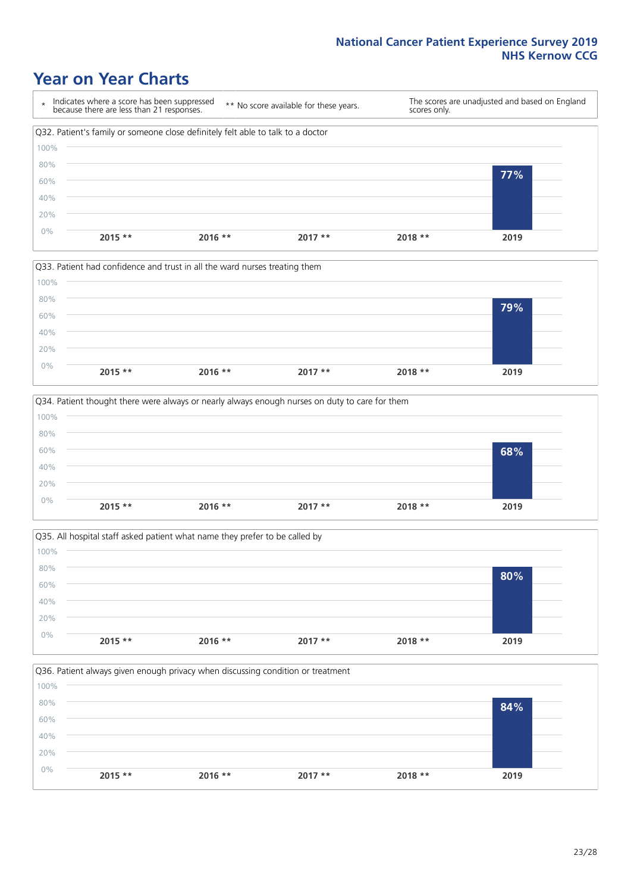# Year on Year Charts

\* Indicates where a score has been suppressed because there are less than 21 responses.

** No score available for these years.

The scores are unadjusted and based on England scores only.

Q32. Patient's family or someone close definitely felt able to talk to a doctor

| 2015 ** | 2016 ** | 2017 ** | 2018 ** | 2019 |
|---|---|---|---|---|
| | | | | 77% |

Q33. Patient had confidence and trust in all the ward nurses treating them

| 2015 ** | 2016 ** | 2017 ** | 2018 ** | 2019 |
|---|---|---|---|---|
| | | | | 79% |

Q34. Patient thought there were always or nearly always enough nurses on duty to care for them

| 2015 ** | 2016 ** | 2017 ** | 2018 ** | 2019 |
|---|---|---|---|---|
| | | | | 68% |

Q35. All hospital staff asked patient what name they prefer to be called by

| 2015 ** | 2016 ** | 2017 ** | 2018 ** | 2019 |
|---|---|---|---|---|
| | | | | 80% |

Q36. Patient always given enough privacy when discussing condition or treatment

| 2015 ** | 2016 ** | 2017 ** | 2018 ** | 2019 |
|---|---|---|---|---|
| | | | | 84% |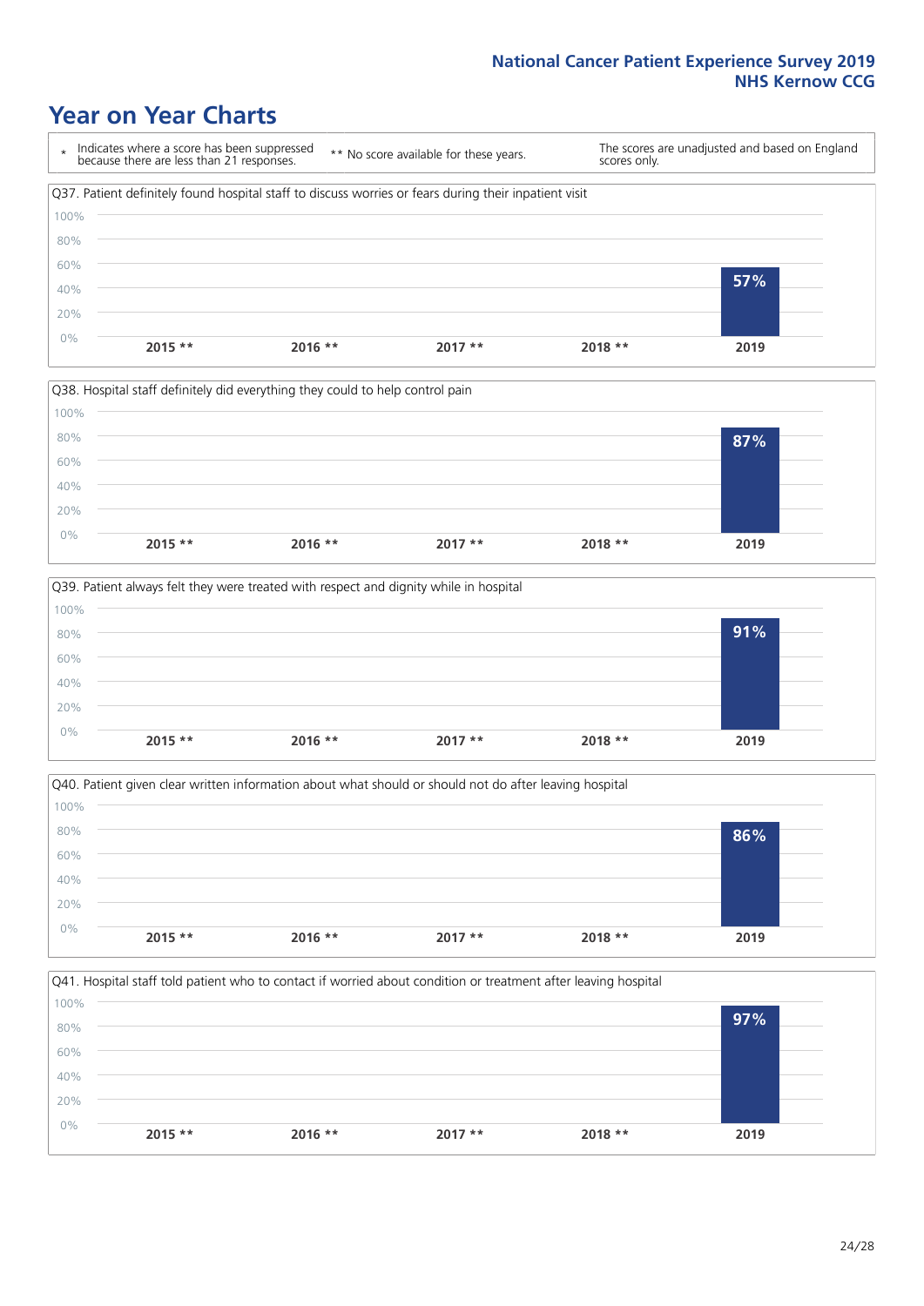# Year on Year Charts

\* Indicates where a score has been suppressed because there are less than 21 responses.

\*\* No score available for these years.

The scores are unadjusted and based on England scores only.

Q37. Patient definitely found hospital staff to discuss worries or fears during their inpatient visit

| 2015 ** | 2016 ** | 2017 ** | 2018 ** | 2019 |
|---|---|---|---|---|
| | | | | 57% |

Q38. Hospital staff definitely did everything they could to help control pain

| 2015 ** | 2016 ** | 2017 ** | 2018 ** | 2019 |
|---|---|---|---|---|
| | | | | 87% |

Q39. Patient always felt they were treated with respect and dignity while in hospital

| 2015 ** | 2016 ** | 2017 ** | 2018 ** | 2019 |
|---|---|---|---|---|
| | | | | 91% |

Q40. Patient given clear written information about what should or should not do after leaving hospital

| 2015 ** | 2016 ** | 2017 ** | 2018 ** | 2019 |
|---|---|---|---|---|
| | | | | 86% |

Q41. Hospital staff told patient who to contact if worried about condition or treatment after leaving hospital

| 2015 ** | 2016 ** | 2017 ** | 2018 ** | 2019 |
|---|---|---|---|---|
| | | | | 97% |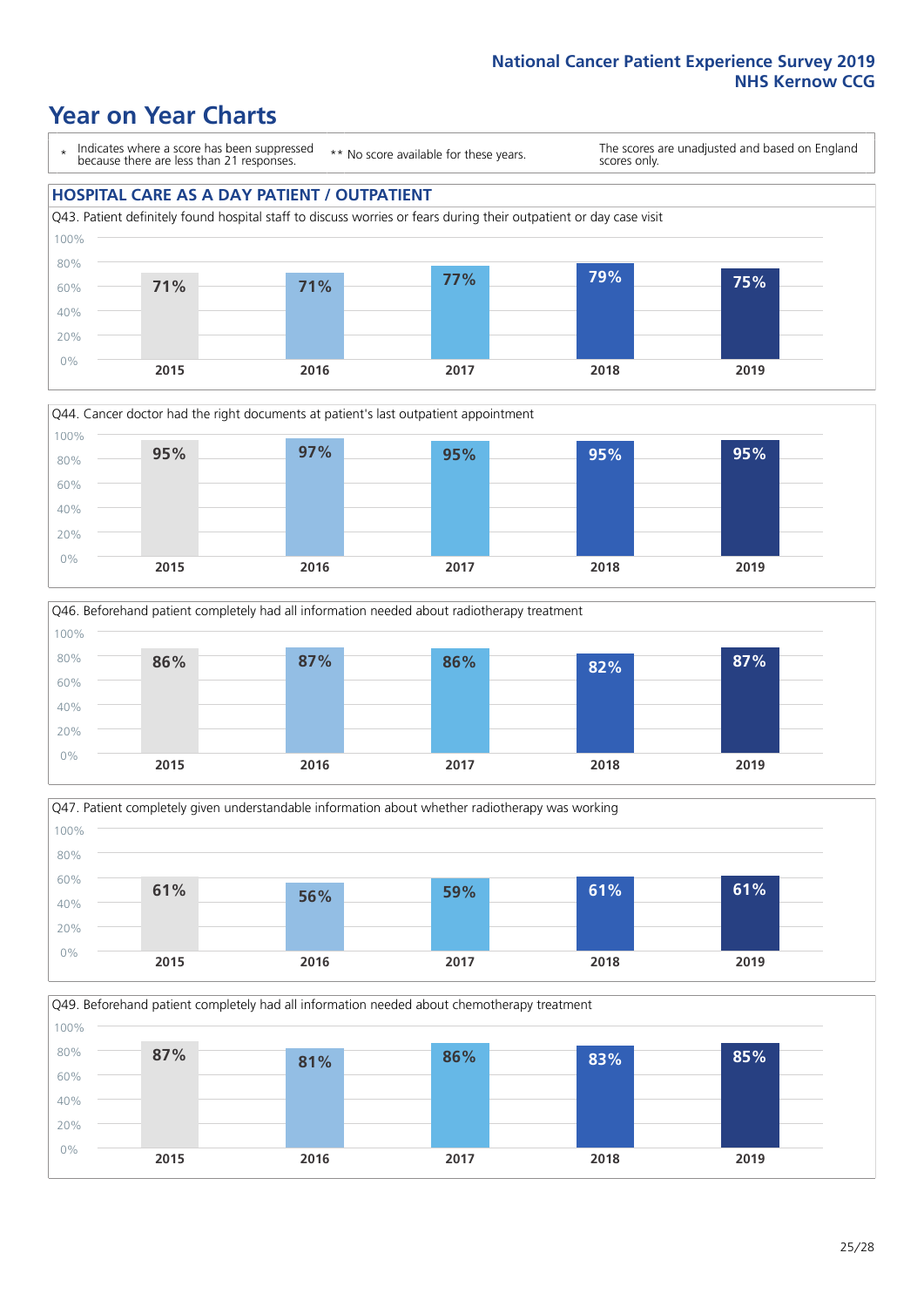# Year on Year Charts

\* Indicates where a score has been suppressed because there are less than 21 responses.

** No score available for these years.

The scores are unadjusted and based on England scores only.

## HOSPITAL CARE AS A DAY PATIENT / OUTPATIENT

Q43. Patient definitely found hospital staff to discuss worries or fears during their outpatient or day case visit

| 2015 | 2016 | 2017 | 2018 | 2019 |
|---|---|---|---|---|
| 71% | 71% | 77% | 79% | 75% |

Q44. Cancer doctor had the right documents at patient's last outpatient appointment

| 2015 | 2016 | 2017 | 2018 | 2019 |
|---|---|---|---|---|
| 95% | 97% | 95% | 95% | 95% |

Q46. Beforehand patient completely had all information needed about radiotherapy treatment

| 2015 | 2016 | 2017 | 2018 | 2019 |
|---|---|---|---|---|
| 86% | 87% | 86% | 82% | 87% |

Q47. Patient completely given understandable information about whether radiotherapy was working

| 2015 | 2016 | 2017 | 2018 | 2019 |
|---|---|---|---|---|
| 61% | 56% | 59% | 61% | 61% |

Q49. Beforehand patient completely had all information needed about chemotherapy treatment

| 2015 | 2016 | 2017 | 2018 | 2019 |
|---|---|---|---|---|
| 87% | 81% | 86% | 83% | 85% |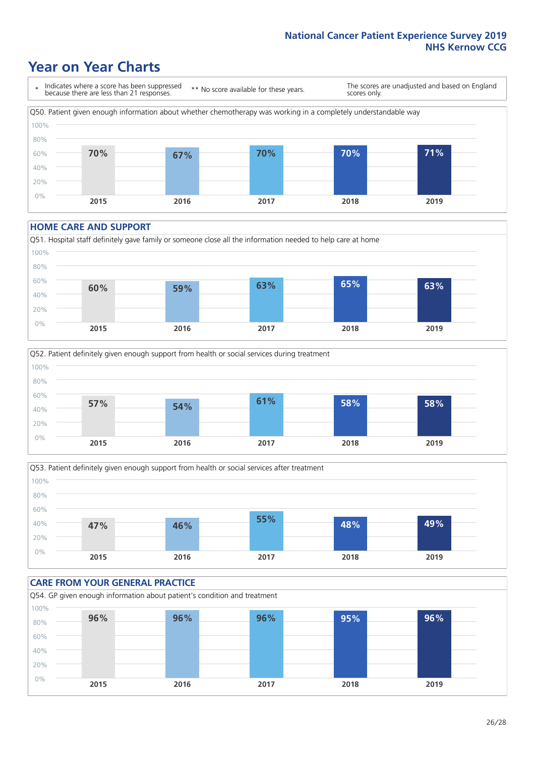# Year on Year Charts

\* Indicates where a score has been suppressed because there are less than 21 responses.

** No score available for these years.

The scores are unadjusted and based on England scores only.

Q50. Patient given enough information about whether chemotherapy was working in a completely understandable way

| 2015 | 2016 | 2017 | 2018 | 2019 |
|---|---|---|---|---|
| 70% | 67% | 70% | 70% | 71% |

## HOME CARE AND SUPPORT

Q51. Hospital staff definitely gave family or someone close all the information needed to help care at home

| 2015 | 2016 | 2017 | 2018 | 2019 |
|---|---|---|---|---|
| 60% | 59% | 63% | 65% | 63% |

Q52. Patient definitely given enough support from health or social services during treatment

| 2015 | 2016 | 2017 | 2018 | 2019 |
|---|---|---|---|---|
| 57% | 54% | 61% | 58% | 58% |

Q53. Patient definitely given enough support from health or social services after treatment

| 2015 | 2016 | 2017 | 2018 | 2019 |
|---|---|---|---|---|
| 47% | 46% | 55% | 48% | 49% |

## CARE FROM YOUR GENERAL PRACTICE

Q54. GP given enough information about patient's condition and treatment

| 2015 | 2016 | 2017 | 2018 | 2019 |
|---|---|---|---|---|
| 96% | 96% | 96% | 95% | 96% |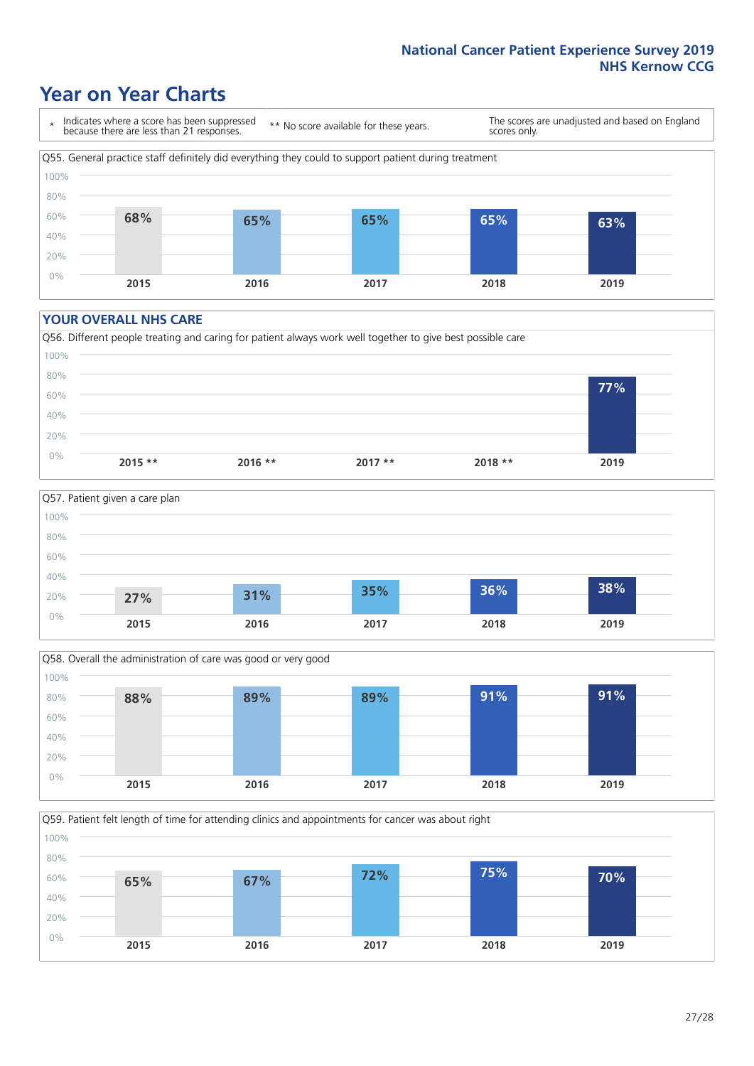# Year on Year Charts

\* Indicates where a score has been suppressed because there are less than 21 responses.

** No score available for these years.

The scores are unadjusted and based on England scores only.

Q55. General practice staff definitely did everything they could to support patient during treatment

| 2015 | 2016 | 2017 | 2018 | 2019 |
|---|---|---|---|---|
| 68% | 65% | 65% | 65% | 63% |

## YOUR OVERALL NHS CARE

Q56. Different people treating and caring for patient always work well together to give best possible care

| 2015 ** | 2016 ** | 2017 ** | 2018 ** | 2019 |
|---|---|---|---|---|
| | | | | 77% |

Q57. Patient given a care plan

| 2015 | 2016 | 2017 | 2018 | 2019 |
|---|---|---|---|---|
| 27% | 31% | 35% | 36% | 38% |

Q58. Overall the administration of care was good or very good

| 2015 | 2016 | 2017 | 2018 | 2019 |
|---|---|---|---|---|
| 88% | 89% | 89% | 91% | 91% |

Q59. Patient felt length of time for attending clinics and appointments for cancer was about right

| 2015 | 2016 | 2017 | 2018 | 2019 |
|---|---|---|---|---|
| 65% | 67% | 72% | 75% | 70% |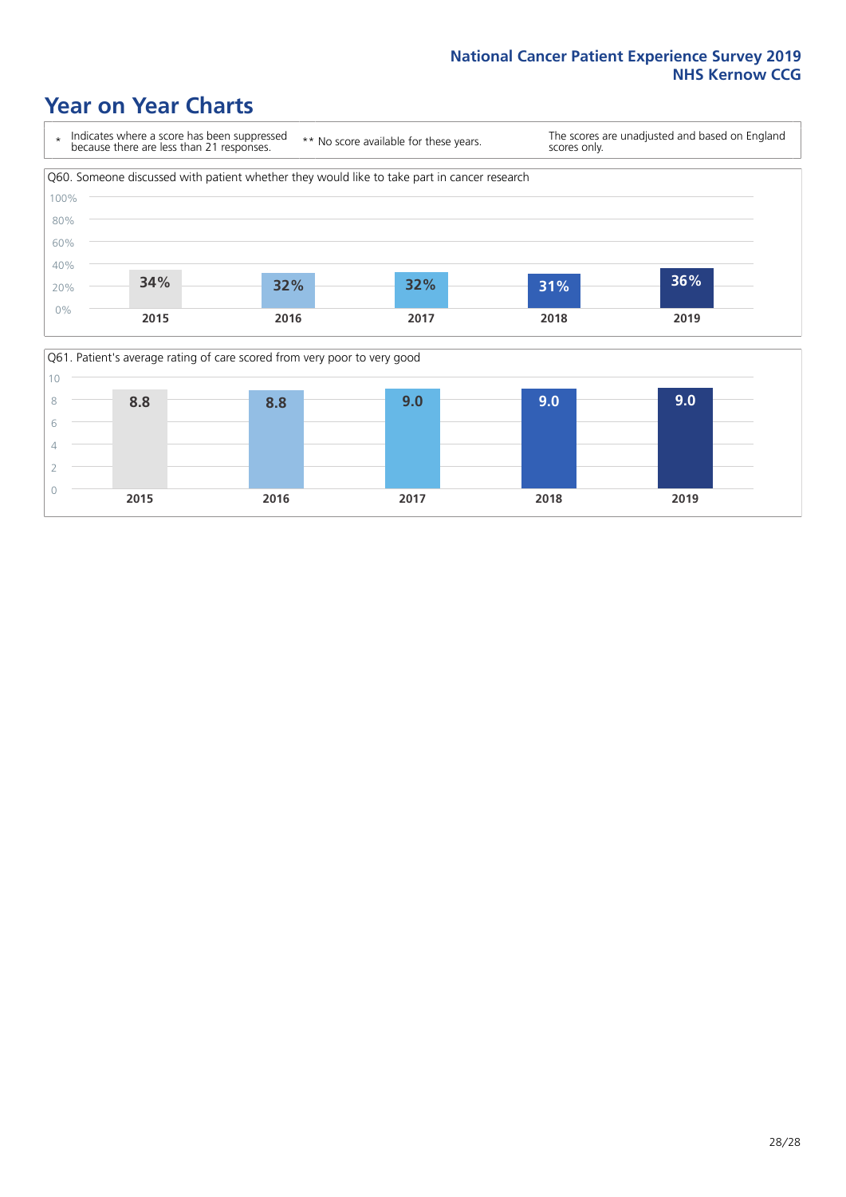# Year on Year Charts

\* Indicates where a score has been suppressed because there are less than 21 responses.

\*\* No score available for these years.

The scores are unadjusted and based on England scores only.

Q60. Someone discussed with patient whether they would like to take part in cancer research

100%
80%
60%
40%
20%
0%

34% 2015
32% 2016
32% 2017
31% 2018
36% 2019

Q61. Patient's average rating of care scored from very poor to very good

10
8
6
4
2
0

8.8 2015
8.8 2016
9.0 2017
9.0 2018
9.0 2019